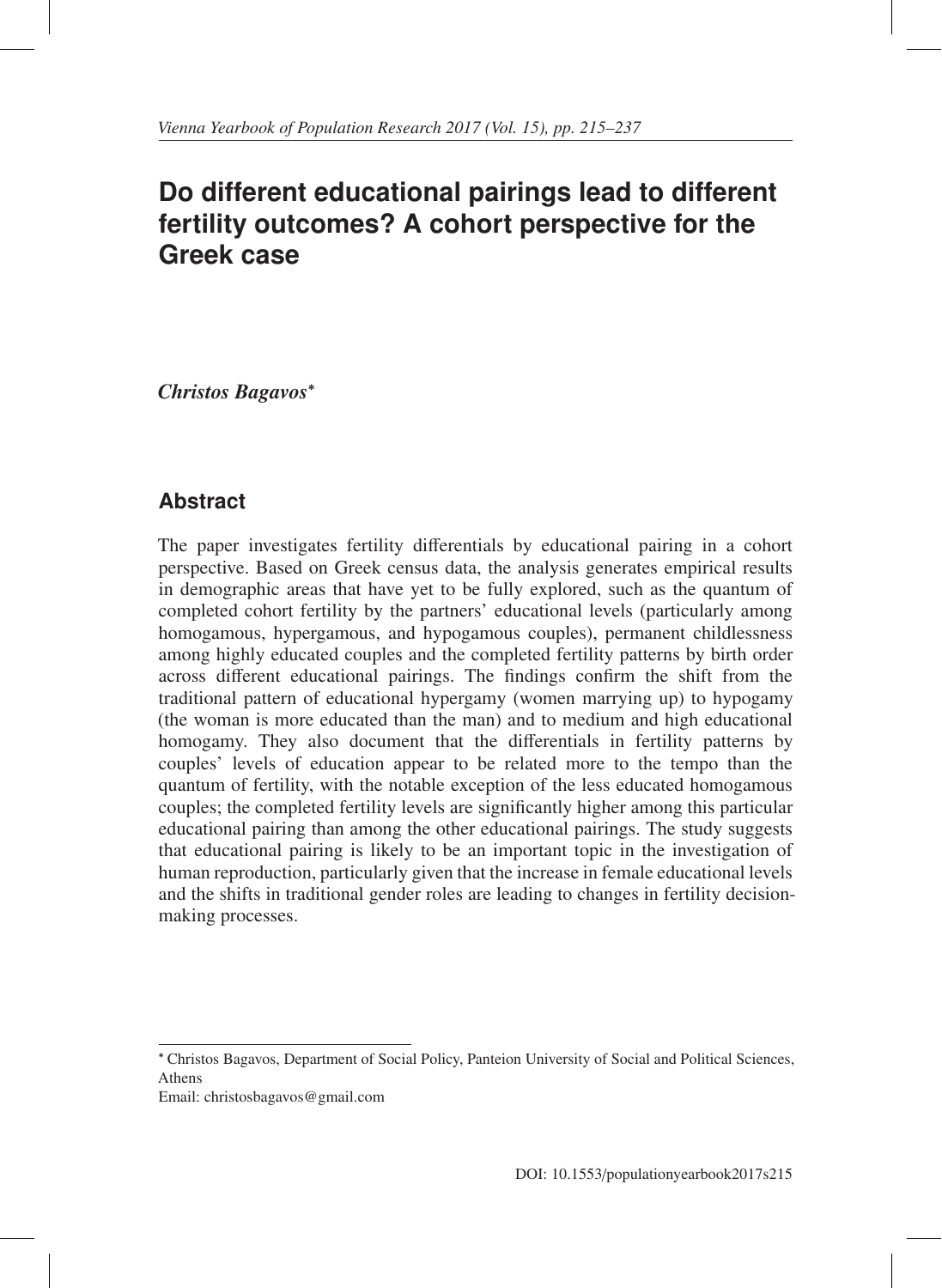# Do different educational pairings lead to different fertility outcomes? A cohort perspective for the Greek case

***Christos Bagavos****

## Abstract

The paper investigates fertility differentials by educational pairing in a cohort perspective. Based on Greek census data, the analysis generates empirical results in demographic areas that have yet to be fully explored, such as the quantum of completed cohort fertility by the partners' educational levels (particularly among homogamous, hypergamous, and hypogamous couples), permanent childlessness among highly educated couples and the completed fertility patterns by birth order across different educational pairings. The findings confirm the shift from the traditional pattern of educational hypergamy (women marrying up) to hypogamy (the woman is more educated than the man) and to medium and high educational homogamy. They also document that the differentials in fertility patterns by couples' levels of education appear to be related more to the tempo than the quantum of fertility, with the notable exception of the less educated homogamous couples; the completed fertility levels are significantly higher among this particular educational pairing than among the other educational pairings. The study suggests that educational pairing is likely to be an important topic in the investigation of human reproduction, particularly given that the increase in female educational levels and the shifts in traditional gender roles are leading to changes in fertility decision-making processes.

---

* Christos Bagavos, Department of Social Policy, Panteion University of Social and Political Sciences, Athens
Email: christosbagavos@gmail.com

DOI: 10.1553/populationyearbook2017s215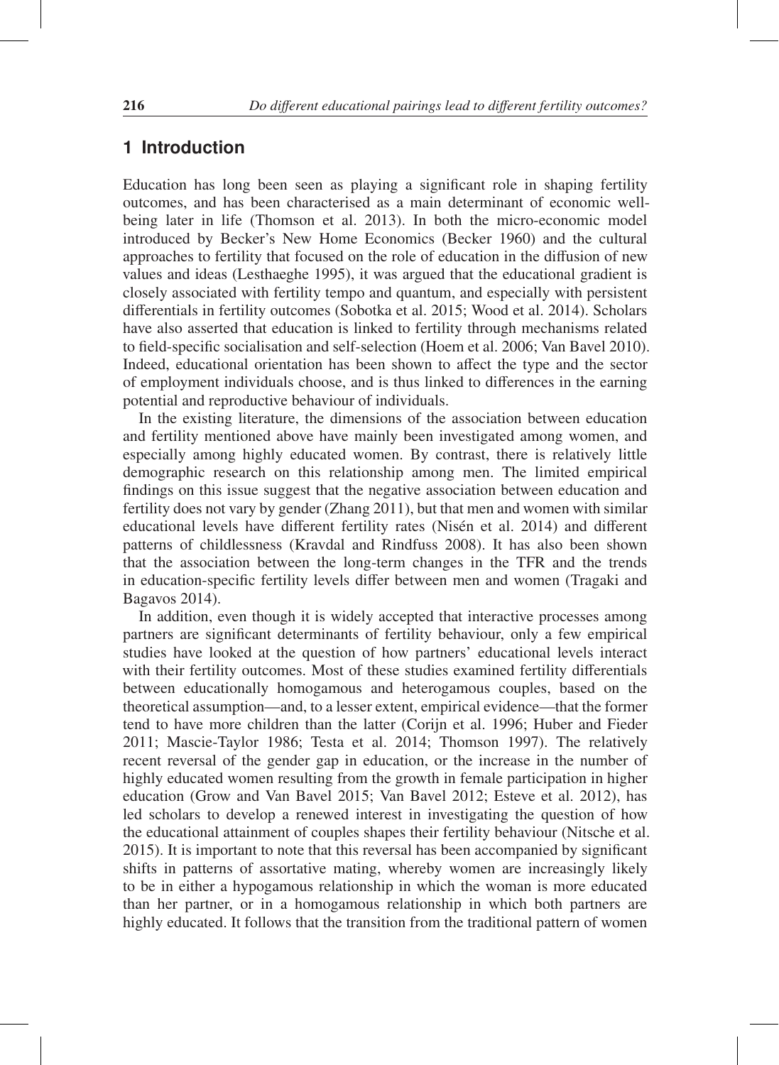## 1 Introduction

Education has long been seen as playing a significant role in shaping fertility outcomes, and has been characterised as a main determinant of economic well-being later in life (Thomson et al. 2013). In both the micro-economic model introduced by Becker's New Home Economics (Becker 1960) and the cultural approaches to fertility that focused on the role of education in the diffusion of new values and ideas (Lesthaeghe 1995), it was argued that the educational gradient is closely associated with fertility tempo and quantum, and especially with persistent differentials in fertility outcomes (Sobotka et al. 2015; Wood et al. 2014). Scholars have also asserted that education is linked to fertility through mechanisms related to field-specific socialisation and self-selection (Hoem et al. 2006; Van Bavel 2010). Indeed, educational orientation has been shown to affect the type and the sector of employment individuals choose, and is thus linked to differences in the earning potential and reproductive behaviour of individuals.

In the existing literature, the dimensions of the association between education and fertility mentioned above have mainly been investigated among women, and especially among highly educated women. By contrast, there is relatively little demographic research on this relationship among men. The limited empirical findings on this issue suggest that the negative association between education and fertility does not vary by gender (Zhang 2011), but that men and women with similar educational levels have different fertility rates (Nisén et al. 2014) and different patterns of childlessness (Kravdal and Rindfuss 2008). It has also been shown that the association between the long-term changes in the TFR and the trends in education-specific fertility levels differ between men and women (Tragaki and Bagavos 2014).

In addition, even though it is widely accepted that interactive processes among partners are significant determinants of fertility behaviour, only a few empirical studies have looked at the question of how partners' educational levels interact with their fertility outcomes. Most of these studies examined fertility differentials between educationally homogamous and heterogamous couples, based on the theoretical assumption—and, to a lesser extent, empirical evidence—that the former tend to have more children than the latter (Corijn et al. 1996; Huber and Fieder 2011; Mascie-Taylor 1986; Testa et al. 2014; Thomson 1997). The relatively recent reversal of the gender gap in education, or the increase in the number of highly educated women resulting from the growth in female participation in higher education (Grow and Van Bavel 2015; Van Bavel 2012; Esteve et al. 2012), has led scholars to develop a renewed interest in investigating the question of how the educational attainment of couples shapes their fertility behaviour (Nitsche et al. 2015). It is important to note that this reversal has been accompanied by significant shifts in patterns of assortative mating, whereby women are increasingly likely to be in either a hypogamous relationship in which the woman is more educated than her partner, or in a homogamous relationship in which both partners are highly educated. It follows that the transition from the traditional pattern of women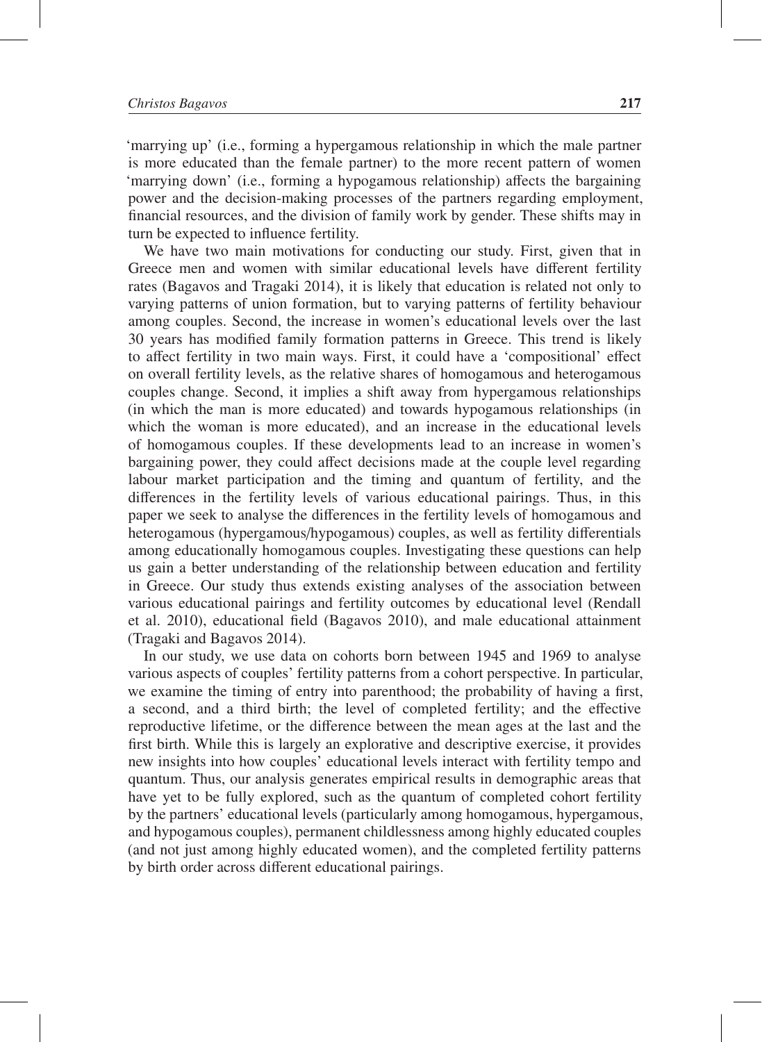'marrying up' (i.e., forming a hypergamous relationship in which the male partner is more educated than the female partner) to the more recent pattern of women 'marrying down' (i.e., forming a hypogamous relationship) affects the bargaining power and the decision-making processes of the partners regarding employment, financial resources, and the division of family work by gender. These shifts may in turn be expected to influence fertility.

We have two main motivations for conducting our study. First, given that in Greece men and women with similar educational levels have different fertility rates (Bagavos and Tragaki 2014), it is likely that education is related not only to varying patterns of union formation, but to varying patterns of fertility behaviour among couples. Second, the increase in women's educational levels over the last 30 years has modified family formation patterns in Greece. This trend is likely to affect fertility in two main ways. First, it could have a 'compositional' effect on overall fertility levels, as the relative shares of homogamous and heterogamous couples change. Second, it implies a shift away from hypergamous relationships (in which the man is more educated) and towards hypogamous relationships (in which the woman is more educated), and an increase in the educational levels of homogamous couples. If these developments lead to an increase in women's bargaining power, they could affect decisions made at the couple level regarding labour market participation and the timing and quantum of fertility, and the differences in the fertility levels of various educational pairings. Thus, in this paper we seek to analyse the differences in the fertility levels of homogamous and heterogamous (hypergamous/hypogamous) couples, as well as fertility differentials among educationally homogamous couples. Investigating these questions can help us gain a better understanding of the relationship between education and fertility in Greece. Our study thus extends existing analyses of the association between various educational pairings and fertility outcomes by educational level (Rendall et al. 2010), educational field (Bagavos 2010), and male educational attainment (Tragaki and Bagavos 2014).

In our study, we use data on cohorts born between 1945 and 1969 to analyse various aspects of couples' fertility patterns from a cohort perspective. In particular, we examine the timing of entry into parenthood; the probability of having a first, a second, and a third birth; the level of completed fertility; and the effective reproductive lifetime, or the difference between the mean ages at the last and the first birth. While this is largely an explorative and descriptive exercise, it provides new insights into how couples' educational levels interact with fertility tempo and quantum. Thus, our analysis generates empirical results in demographic areas that have yet to be fully explored, such as the quantum of completed cohort fertility by the partners' educational levels (particularly among homogamous, hypergamous, and hypogamous couples), permanent childlessness among highly educated couples (and not just among highly educated women), and the completed fertility patterns by birth order across different educational pairings.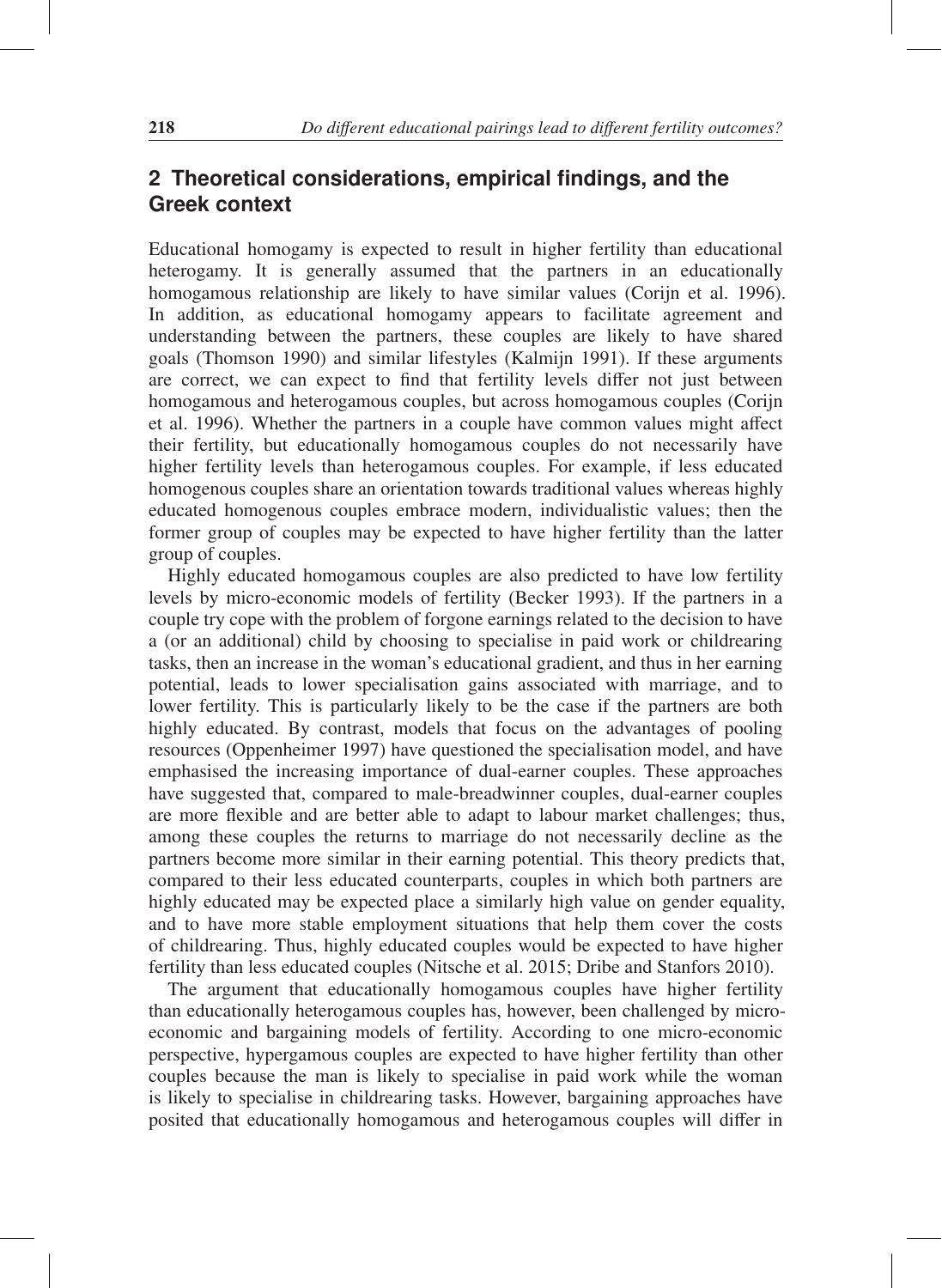## 2 Theoretical considerations, empirical findings, and the Greek context

Educational homogamy is expected to result in higher fertility than educational heterogamy. It is generally assumed that the partners in an educationally homogamous relationship are likely to have similar values (Corijn et al. 1996). In addition, as educational homogamy appears to facilitate agreement and understanding between the partners, these couples are likely to have shared goals (Thomson 1990) and similar lifestyles (Kalmijn 1991). If these arguments are correct, we can expect to find that fertility levels differ not just between homogamous and heterogamous couples, but across homogamous couples (Corijn et al. 1996). Whether the partners in a couple have common values might affect their fertility, but educationally homogamous couples do not necessarily have higher fertility levels than heterogamous couples. For example, if less educated homogenous couples share an orientation towards traditional values whereas highly educated homogenous couples embrace modern, individualistic values; then the former group of couples may be expected to have higher fertility than the latter group of couples.

Highly educated homogamous couples are also predicted to have low fertility levels by micro-economic models of fertility (Becker 1993). If the partners in a couple try cope with the problem of forgone earnings related to the decision to have a (or an additional) child by choosing to specialise in paid work or childrearing tasks, then an increase in the woman's educational gradient, and thus in her earning potential, leads to lower specialisation gains associated with marriage, and to lower fertility. This is particularly likely to be the case if the partners are both highly educated. By contrast, models that focus on the advantages of pooling resources (Oppenheimer 1997) have questioned the specialisation model, and have emphasised the increasing importance of dual-earner couples. These approaches have suggested that, compared to male-breadwinner couples, dual-earner couples are more flexible and are better able to adapt to labour market challenges; thus, among these couples the returns to marriage do not necessarily decline as the partners become more similar in their earning potential. This theory predicts that, compared to their less educated counterparts, couples in which both partners are highly educated may be expected place a similarly high value on gender equality, and to have more stable employment situations that help them cover the costs of childrearing. Thus, highly educated couples would be expected to have higher fertility than less educated couples (Nitsche et al. 2015; Dribe and Stanfors 2010).

The argument that educationally homogamous couples have higher fertility than educationally heterogamous couples has, however, been challenged by micro-economic and bargaining models of fertility. According to one micro-economic perspective, hypergamous couples are expected to have higher fertility than other couples because the man is likely to specialise in paid work while the woman is likely to specialise in childrearing tasks. However, bargaining approaches have posited that educationally homogamous and heterogamous couples will differ in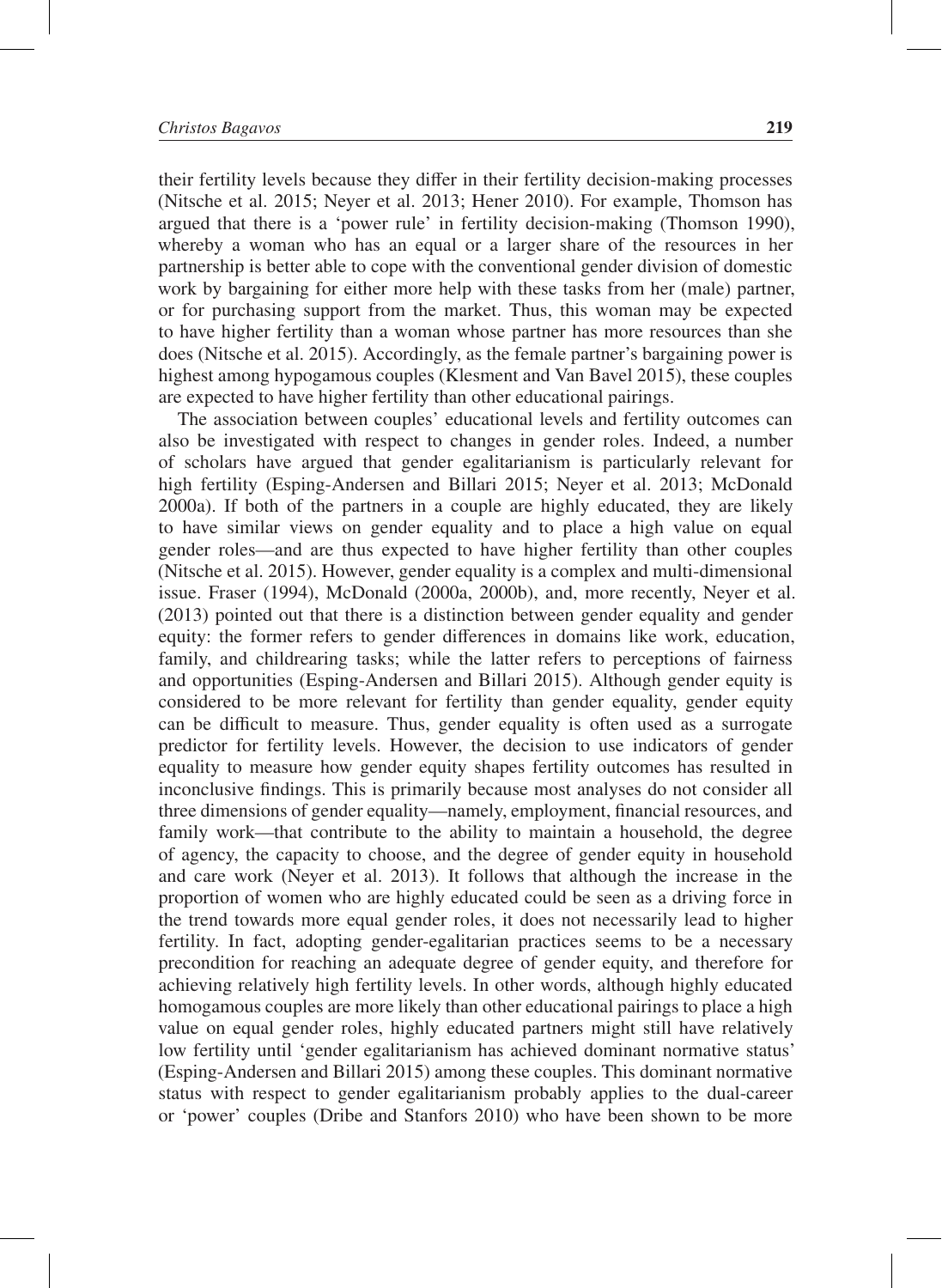their fertility levels because they differ in their fertility decision-making processes (Nitsche et al. 2015; Neyer et al. 2013; Hener 2010). For example, Thomson has argued that there is a 'power rule' in fertility decision-making (Thomson 1990), whereby a woman who has an equal or a larger share of the resources in her partnership is better able to cope with the conventional gender division of domestic work by bargaining for either more help with these tasks from her (male) partner, or for purchasing support from the market. Thus, this woman may be expected to have higher fertility than a woman whose partner has more resources than she does (Nitsche et al. 2015). Accordingly, as the female partner's bargaining power is highest among hypogamous couples (Klesment and Van Bavel 2015), these couples are expected to have higher fertility than other educational pairings.

The association between couples' educational levels and fertility outcomes can also be investigated with respect to changes in gender roles. Indeed, a number of scholars have argued that gender egalitarianism is particularly relevant for high fertility (Esping-Andersen and Billari 2015; Neyer et al. 2013; McDonald 2000a). If both of the partners in a couple are highly educated, they are likely to have similar views on gender equality and to place a high value on equal gender roles—and are thus expected to have higher fertility than other couples (Nitsche et al. 2015). However, gender equality is a complex and multi-dimensional issue. Fraser (1994), McDonald (2000a, 2000b), and, more recently, Neyer et al. (2013) pointed out that there is a distinction between gender equality and gender equity: the former refers to gender differences in domains like work, education, family, and childrearing tasks; while the latter refers to perceptions of fairness and opportunities (Esping-Andersen and Billari 2015). Although gender equity is considered to be more relevant for fertility than gender equality, gender equity can be difficult to measure. Thus, gender equality is often used as a surrogate predictor for fertility levels. However, the decision to use indicators of gender equality to measure how gender equity shapes fertility outcomes has resulted in inconclusive findings. This is primarily because most analyses do not consider all three dimensions of gender equality—namely, employment, financial resources, and family work—that contribute to the ability to maintain a household, the degree of agency, the capacity to choose, and the degree of gender equity in household and care work (Neyer et al. 2013). It follows that although the increase in the proportion of women who are highly educated could be seen as a driving force in the trend towards more equal gender roles, it does not necessarily lead to higher fertility. In fact, adopting gender-egalitarian practices seems to be a necessary precondition for reaching an adequate degree of gender equity, and therefore for achieving relatively high fertility levels. In other words, although highly educated homogamous couples are more likely than other educational pairings to place a high value on equal gender roles, highly educated partners might still have relatively low fertility until 'gender egalitarianism has achieved dominant normative status' (Esping-Andersen and Billari 2015) among these couples. This dominant normative status with respect to gender egalitarianism probably applies to the dual-career or 'power' couples (Dribe and Stanfors 2010) who have been shown to be more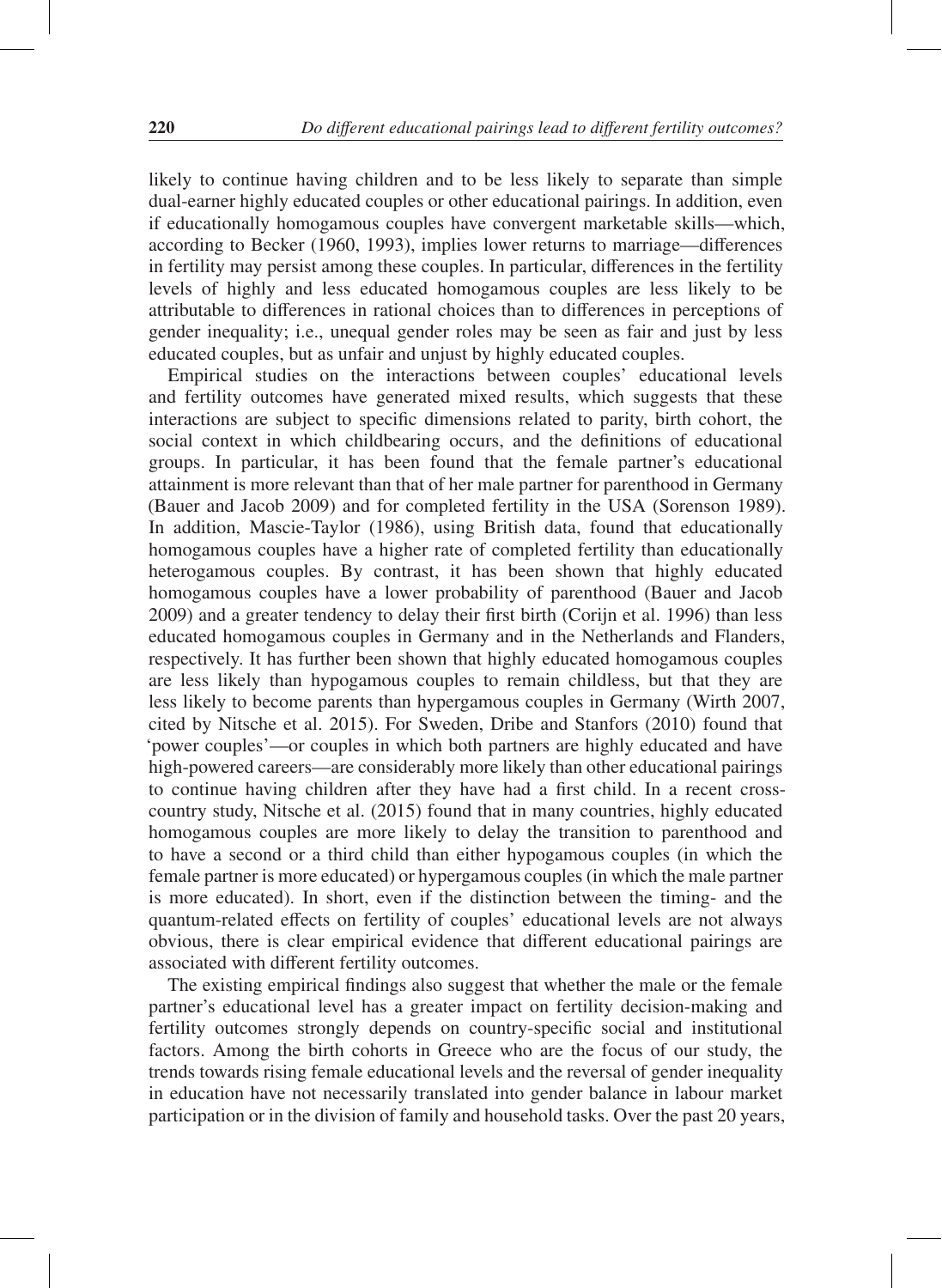likely to continue having children and to be less likely to separate than simple dual-earner highly educated couples or other educational pairings. In addition, even if educationally homogamous couples have convergent marketable skills—which, according to Becker (1960, 1993), implies lower returns to marriage—differences in fertility may persist among these couples. In particular, differences in the fertility levels of highly and less educated homogamous couples are less likely to be attributable to differences in rational choices than to differences in perceptions of gender inequality; i.e., unequal gender roles may be seen as fair and just by less educated couples, but as unfair and unjust by highly educated couples.

Empirical studies on the interactions between couples' educational levels and fertility outcomes have generated mixed results, which suggests that these interactions are subject to specific dimensions related to parity, birth cohort, the social context in which childbearing occurs, and the definitions of educational groups. In particular, it has been found that the female partner's educational attainment is more relevant than that of her male partner for parenthood in Germany (Bauer and Jacob 2009) and for completed fertility in the USA (Sorenson 1989). In addition, Mascie-Taylor (1986), using British data, found that educationally homogamous couples have a higher rate of completed fertility than educationally heterogamous couples. By contrast, it has been shown that highly educated homogamous couples have a lower probability of parenthood (Bauer and Jacob 2009) and a greater tendency to delay their first birth (Corijn et al. 1996) than less educated homogamous couples in Germany and in the Netherlands and Flanders, respectively. It has further been shown that highly educated homogamous couples are less likely than hypogamous couples to remain childless, but that they are less likely to become parents than hypergamous couples in Germany (Wirth 2007, cited by Nitsche et al. 2015). For Sweden, Dribe and Stanfors (2010) found that 'power couples'—or couples in which both partners are highly educated and have high-powered careers—are considerably more likely than other educational pairings to continue having children after they have had a first child. In a recent cross-country study, Nitsche et al. (2015) found that in many countries, highly educated homogamous couples are more likely to delay the transition to parenthood and to have a second or a third child than either hypogamous couples (in which the female partner is more educated) or hypergamous couples (in which the male partner is more educated). In short, even if the distinction between the timing- and the quantum-related effects on fertility of couples' educational levels are not always obvious, there is clear empirical evidence that different educational pairings are associated with different fertility outcomes.

The existing empirical findings also suggest that whether the male or the female partner's educational level has a greater impact on fertility decision-making and fertility outcomes strongly depends on country-specific social and institutional factors. Among the birth cohorts in Greece who are the focus of our study, the trends towards rising female educational levels and the reversal of gender inequality in education have not necessarily translated into gender balance in labour market participation or in the division of family and household tasks. Over the past 20 years,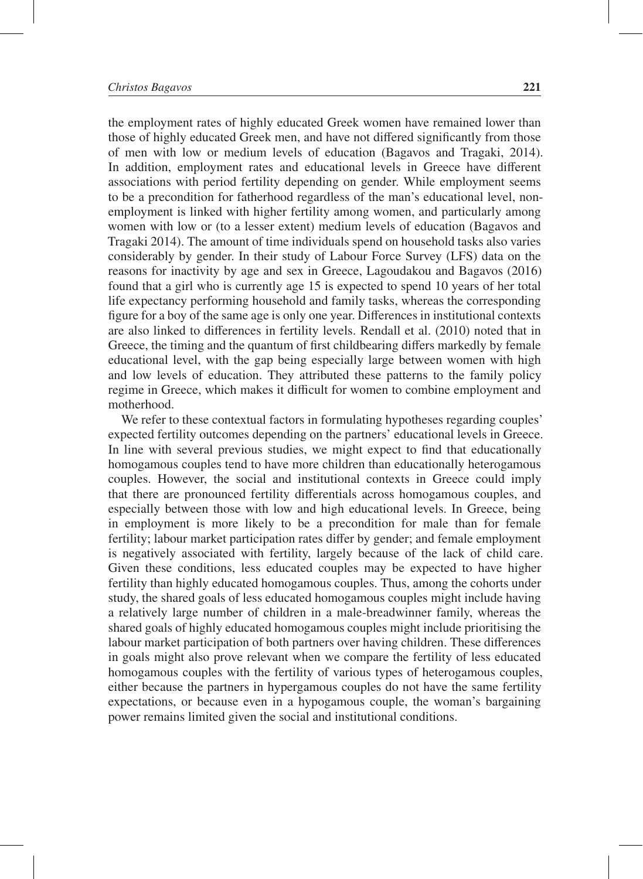the employment rates of highly educated Greek women have remained lower than those of highly educated Greek men, and have not differed significantly from those of men with low or medium levels of education (Bagavos and Tragaki, 2014). In addition, employment rates and educational levels in Greece have different associations with period fertility depending on gender. While employment seems to be a precondition for fatherhood regardless of the man's educational level, non-employment is linked with higher fertility among women, and particularly among women with low or (to a lesser extent) medium levels of education (Bagavos and Tragaki 2014). The amount of time individuals spend on household tasks also varies considerably by gender. In their study of Labour Force Survey (LFS) data on the reasons for inactivity by age and sex in Greece, Lagoudakou and Bagavos (2016) found that a girl who is currently age 15 is expected to spend 10 years of her total life expectancy performing household and family tasks, whereas the corresponding figure for a boy of the same age is only one year. Differences in institutional contexts are also linked to differences in fertility levels. Rendall et al. (2010) noted that in Greece, the timing and the quantum of first childbearing differs markedly by female educational level, with the gap being especially large between women with high and low levels of education. They attributed these patterns to the family policy regime in Greece, which makes it difficult for women to combine employment and motherhood.

We refer to these contextual factors in formulating hypotheses regarding couples' expected fertility outcomes depending on the partners' educational levels in Greece. In line with several previous studies, we might expect to find that educationally homogamous couples tend to have more children than educationally heterogamous couples. However, the social and institutional contexts in Greece could imply that there are pronounced fertility differentials across homogamous couples, and especially between those with low and high educational levels. In Greece, being in employment is more likely to be a precondition for male than for female fertility; labour market participation rates differ by gender; and female employment is negatively associated with fertility, largely because of the lack of child care. Given these conditions, less educated couples may be expected to have higher fertility than highly educated homogamous couples. Thus, among the cohorts under study, the shared goals of less educated homogamous couples might include having a relatively large number of children in a male-breadwinner family, whereas the shared goals of highly educated homogamous couples might include prioritising the labour market participation of both partners over having children. These differences in goals might also prove relevant when we compare the fertility of less educated homogamous couples with the fertility of various types of heterogamous couples, either because the partners in hypergamous couples do not have the same fertility expectations, or because even in a hypogamous couple, the woman's bargaining power remains limited given the social and institutional conditions.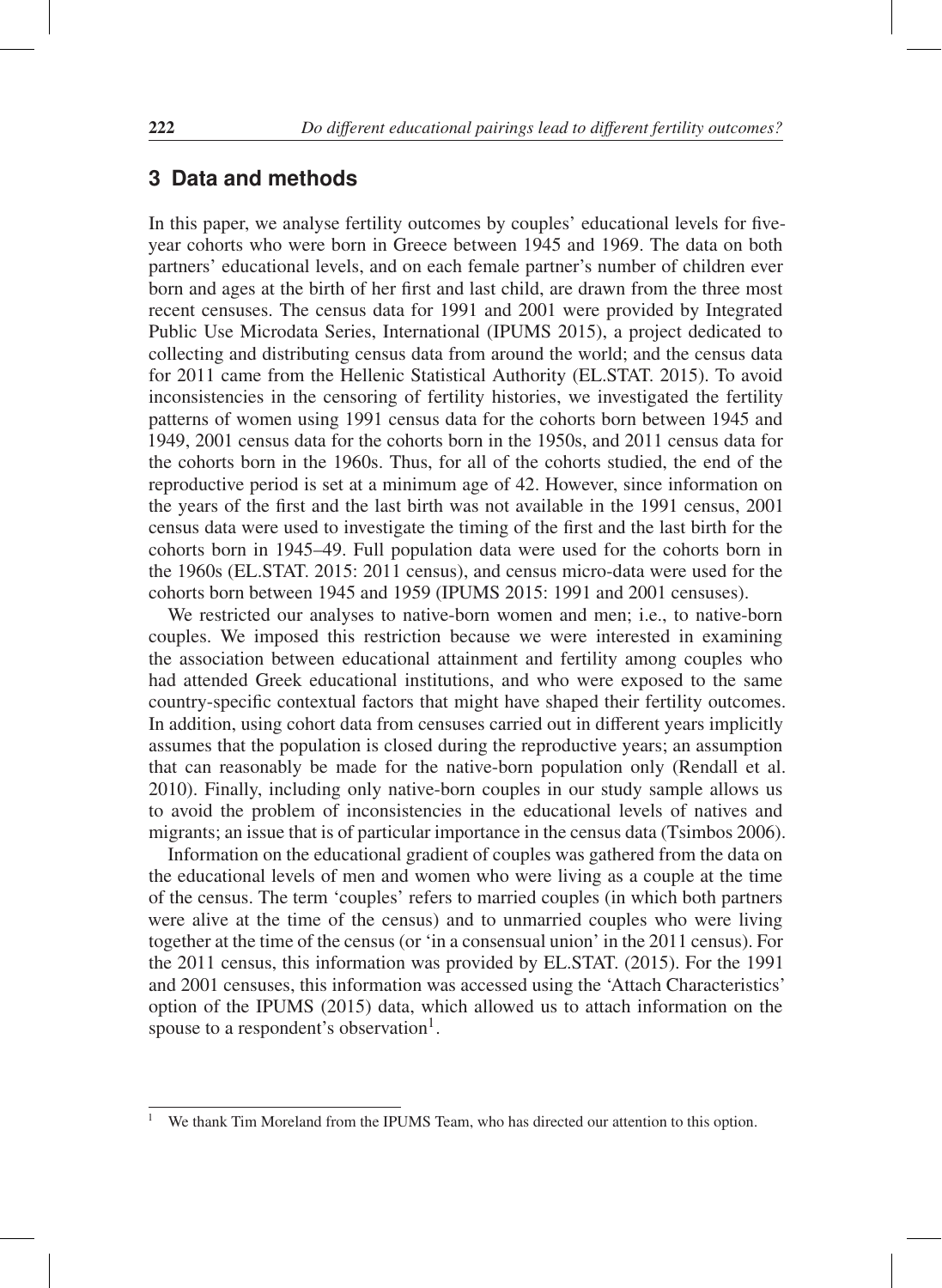## 3 Data and methods

In this paper, we analyse fertility outcomes by couples' educational levels for five-year cohorts who were born in Greece between 1945 and 1969. The data on both partners' educational levels, and on each female partner's number of children ever born and ages at the birth of her first and last child, are drawn from the three most recent censuses. The census data for 1991 and 2001 were provided by Integrated Public Use Microdata Series, International (IPUMS 2015), a project dedicated to collecting and distributing census data from around the world; and the census data for 2011 came from the Hellenic Statistical Authority (EL.STAT. 2015). To avoid inconsistencies in the censoring of fertility histories, we investigated the fertility patterns of women using 1991 census data for the cohorts born between 1945 and 1949, 2001 census data for the cohorts born in the 1950s, and 2011 census data for the cohorts born in the 1960s. Thus, for all of the cohorts studied, the end of the reproductive period is set at a minimum age of 42. However, since information on the years of the first and the last birth was not available in the 1991 census, 2001 census data were used to investigate the timing of the first and the last birth for the cohorts born in 1945–49. Full population data were used for the cohorts born in the 1960s (EL.STAT. 2015: 2011 census), and census micro-data were used for the cohorts born between 1945 and 1959 (IPUMS 2015: 1991 and 2001 censuses).

We restricted our analyses to native-born women and men; i.e., to native-born couples. We imposed this restriction because we were interested in examining the association between educational attainment and fertility among couples who had attended Greek educational institutions, and who were exposed to the same country-specific contextual factors that might have shaped their fertility outcomes. In addition, using cohort data from censuses carried out in different years implicitly assumes that the population is closed during the reproductive years; an assumption that can reasonably be made for the native-born population only (Rendall et al. 2010). Finally, including only native-born couples in our study sample allows us to avoid the problem of inconsistencies in the educational levels of natives and migrants; an issue that is of particular importance in the census data (Tsimbos 2006).

Information on the educational gradient of couples was gathered from the data on the educational levels of men and women who were living as a couple at the time of the census. The term 'couples' refers to married couples (in which both partners were alive at the time of the census) and to unmarried couples who were living together at the time of the census (or 'in a consensual union' in the 2011 census). For the 2011 census, this information was provided by EL.STAT. (2015). For the 1991 and 2001 censuses, this information was accessed using the 'Attach Characteristics' option of the IPUMS (2015) data, which allowed us to attach information on the spouse to a respondent's observation[1].

[1] We thank Tim Moreland from the IPUMS Team, who has directed our attention to this option.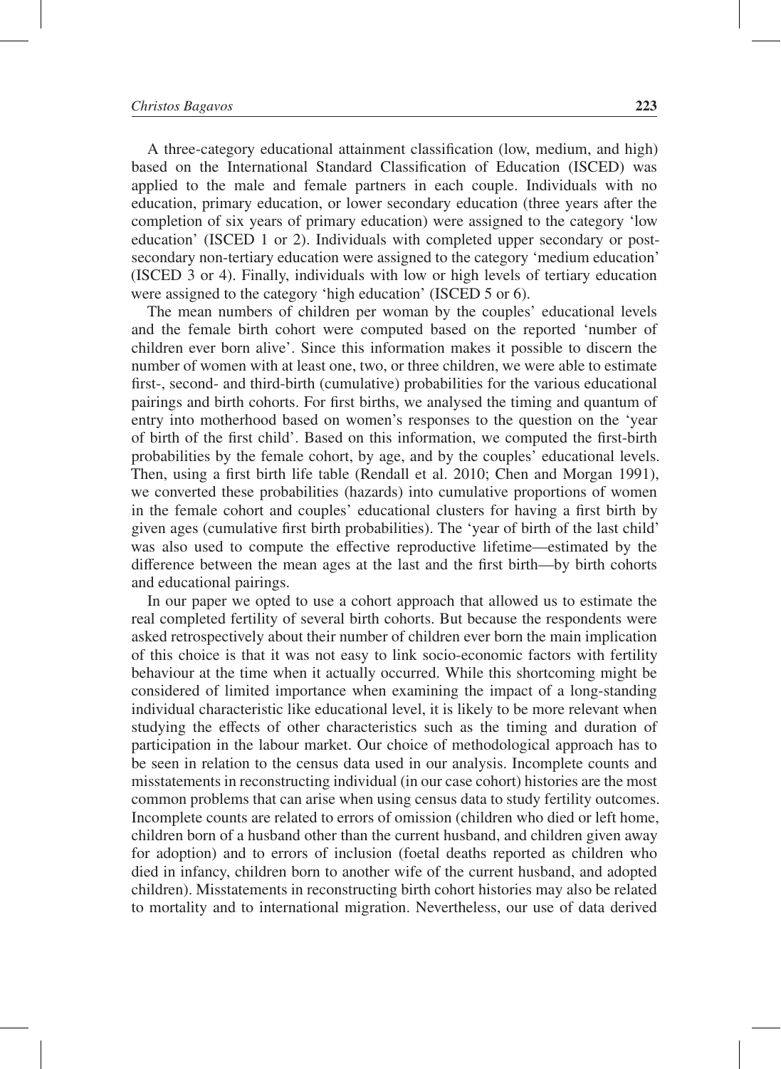A three-category educational attainment classification (low, medium, and high) based on the International Standard Classification of Education (ISCED) was applied to the male and female partners in each couple. Individuals with no education, primary education, or lower secondary education (three years after the completion of six years of primary education) were assigned to the category 'low education' (ISCED 1 or 2). Individuals with completed upper secondary or post-secondary non-tertiary education were assigned to the category 'medium education' (ISCED 3 or 4). Finally, individuals with low or high levels of tertiary education were assigned to the category 'high education' (ISCED 5 or 6).

The mean numbers of children per woman by the couples' educational levels and the female birth cohort were computed based on the reported 'number of children ever born alive'. Since this information makes it possible to discern the number of women with at least one, two, or three children, we were able to estimate first-, second- and third-birth (cumulative) probabilities for the various educational pairings and birth cohorts. For first births, we analysed the timing and quantum of entry into motherhood based on women's responses to the question on the 'year of birth of the first child'. Based on this information, we computed the first-birth probabilities by the female cohort, by age, and by the couples' educational levels. Then, using a first birth life table (Rendall et al. 2010; Chen and Morgan 1991), we converted these probabilities (hazards) into cumulative proportions of women in the female cohort and couples' educational clusters for having a first birth by given ages (cumulative first birth probabilities). The 'year of birth of the last child' was also used to compute the effective reproductive lifetime—estimated by the difference between the mean ages at the last and the first birth—by birth cohorts and educational pairings.

In our paper we opted to use a cohort approach that allowed us to estimate the real completed fertility of several birth cohorts. But because the respondents were asked retrospectively about their number of children ever born the main implication of this choice is that it was not easy to link socio-economic factors with fertility behaviour at the time when it actually occurred. While this shortcoming might be considered of limited importance when examining the impact of a long-standing individual characteristic like educational level, it is likely to be more relevant when studying the effects of other characteristics such as the timing and duration of participation in the labour market. Our choice of methodological approach has to be seen in relation to the census data used in our analysis. Incomplete counts and misstatements in reconstructing individual (in our case cohort) histories are the most common problems that can arise when using census data to study fertility outcomes. Incomplete counts are related to errors of omission (children who died or left home, children born of a husband other than the current husband, and children given away for adoption) and to errors of inclusion (foetal deaths reported as children who died in infancy, children born to another wife of the current husband, and adopted children). Misstatements in reconstructing birth cohort histories may also be related to mortality and to international migration. Nevertheless, our use of data derived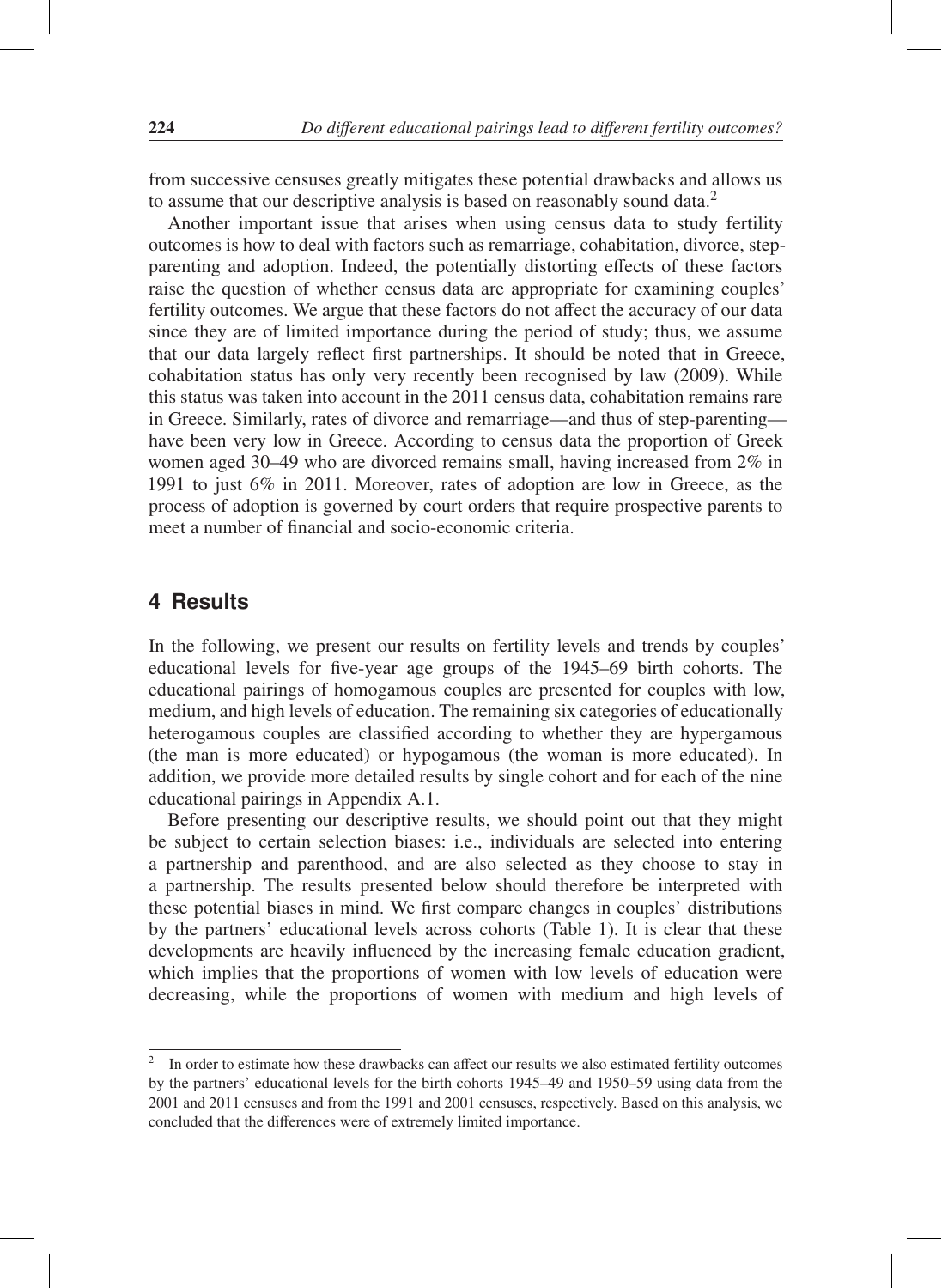from successive censuses greatly mitigates these potential drawbacks and allows us to assume that our descriptive analysis is based on reasonably sound data.[2]

Another important issue that arises when using census data to study fertility outcomes is how to deal with factors such as remarriage, cohabitation, divorce, step-parenting and adoption. Indeed, the potentially distorting effects of these factors raise the question of whether census data are appropriate for examining couples' fertility outcomes. We argue that these factors do not affect the accuracy of our data since they are of limited importance during the period of study; thus, we assume that our data largely reflect first partnerships. It should be noted that in Greece, cohabitation status has only very recently been recognised by law (2009). While this status was taken into account in the 2011 census data, cohabitation remains rare in Greece. Similarly, rates of divorce and remarriage—and thus of step-parenting—have been very low in Greece. According to census data the proportion of Greek women aged 30–49 who are divorced remains small, having increased from 2% in 1991 to just 6% in 2011. Moreover, rates of adoption are low in Greece, as the process of adoption is governed by court orders that require prospective parents to meet a number of financial and socio-economic criteria.

## 4 Results

In the following, we present our results on fertility levels and trends by couples' educational levels for five-year age groups of the 1945–69 birth cohorts. The educational pairings of homogamous couples are presented for couples with low, medium, and high levels of education. The remaining six categories of educationally heterogamous couples are classified according to whether they are hypergamous (the man is more educated) or hypogamous (the woman is more educated). In addition, we provide more detailed results by single cohort and for each of the nine educational pairings in Appendix A.1.

Before presenting our descriptive results, we should point out that they might be subject to certain selection biases: i.e., individuals are selected into entering a partnership and parenthood, and are also selected as they choose to stay in a partnership. The results presented below should therefore be interpreted with these potential biases in mind. We first compare changes in couples' distributions by the partners' educational levels across cohorts (Table 1). It is clear that these developments are heavily influenced by the increasing female education gradient, which implies that the proportions of women with low levels of education were decreasing, while the proportions of women with medium and high levels of

[2] In order to estimate how these drawbacks can affect our results we also estimated fertility outcomes by the partners' educational levels for the birth cohorts 1945–49 and 1950–59 using data from the 2001 and 2011 censuses and from the 1991 and 2001 censuses, respectively. Based on this analysis, we concluded that the differences were of extremely limited importance.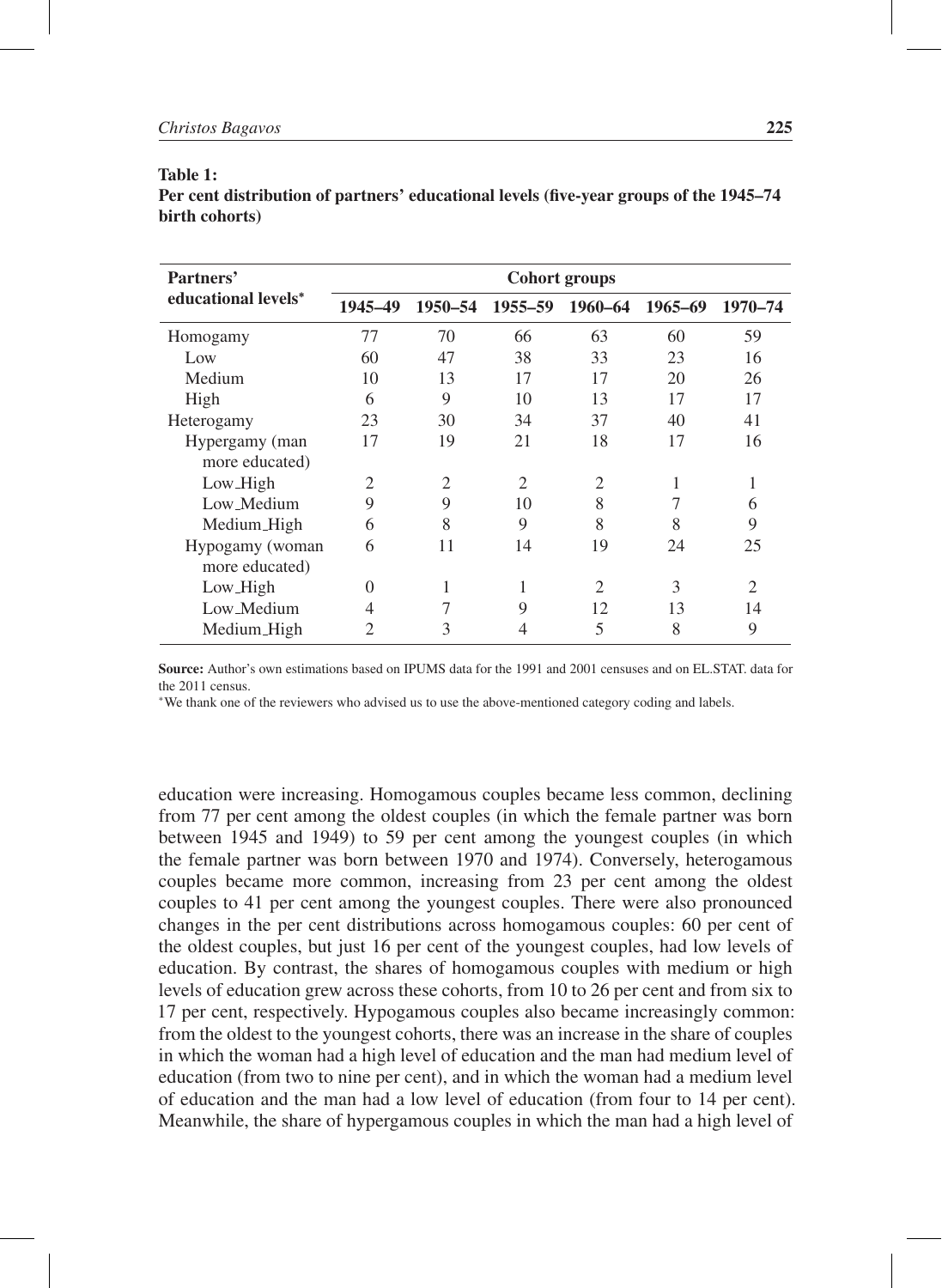**Table 1:**
**Per cent distribution of partners' educational levels (five-year groups of the 1945–74 birth cohorts)**

| Partners' educational levels* | Cohort groups | | | | | |
|---|---|---|---|---|---|---|
| | 1945–49 | 1950–54 | 1955–59 | 1960–64 | 1965–69 | 1970–74 |
| Homogamy | 77 | 70 | 66 | 63 | 60 | 59 |
| Low | 60 | 47 | 38 | 33 | 23 | 16 |
| Medium | 10 | 13 | 17 | 17 | 20 | 26 |
| High | 6 | 9 | 10 | 13 | 17 | 17 |
| Heterogamy | 23 | 30 | 34 | 37 | 40 | 41 |
| Hypergamy (man more educated) | 17 | 19 | 21 | 18 | 17 | 16 |
| Low_High | 2 | 2 | 2 | 2 | 1 | 1 |
| Low_Medium | 9 | 9 | 10 | 8 | 7 | 6 |
| Medium_High | 6 | 8 | 9 | 8 | 8 | 9 |
| Hypogamy (woman more educated) | 6 | 11 | 14 | 19 | 24 | 25 |
| Low_High | 0 | 1 | 1 | 2 | 3 | 2 |
| Low_Medium | 4 | 7 | 9 | 12 | 13 | 14 |
| Medium_High | 2 | 3 | 4 | 5 | 8 | 9 |

**Source:** Author's own estimations based on IPUMS data for the 1991 and 2001 censuses and on EL.STAT. data for the 2011 census.

*We thank one of the reviewers who advised us to use the above-mentioned category coding and labels.

education were increasing. Homogamous couples became less common, declining from 77 per cent among the oldest couples (in which the female partner was born between 1945 and 1949) to 59 per cent among the youngest couples (in which the female partner was born between 1970 and 1974). Conversely, heterogamous couples became more common, increasing from 23 per cent among the oldest couples to 41 per cent among the youngest couples. There were also pronounced changes in the per cent distributions across homogamous couples: 60 per cent of the oldest couples, but just 16 per cent of the youngest couples, had low levels of education. By contrast, the shares of homogamous couples with medium or high levels of education grew across these cohorts, from 10 to 26 per cent and from six to 17 per cent, respectively. Hypogamous couples also became increasingly common: from the oldest to the youngest cohorts, there was an increase in the share of couples in which the woman had a high level of education and the man had medium level of education (from two to nine per cent), and in which the woman had a medium level of education and the man had a low level of education (from four to 14 per cent). Meanwhile, the share of hypergamous couples in which the man had a high level of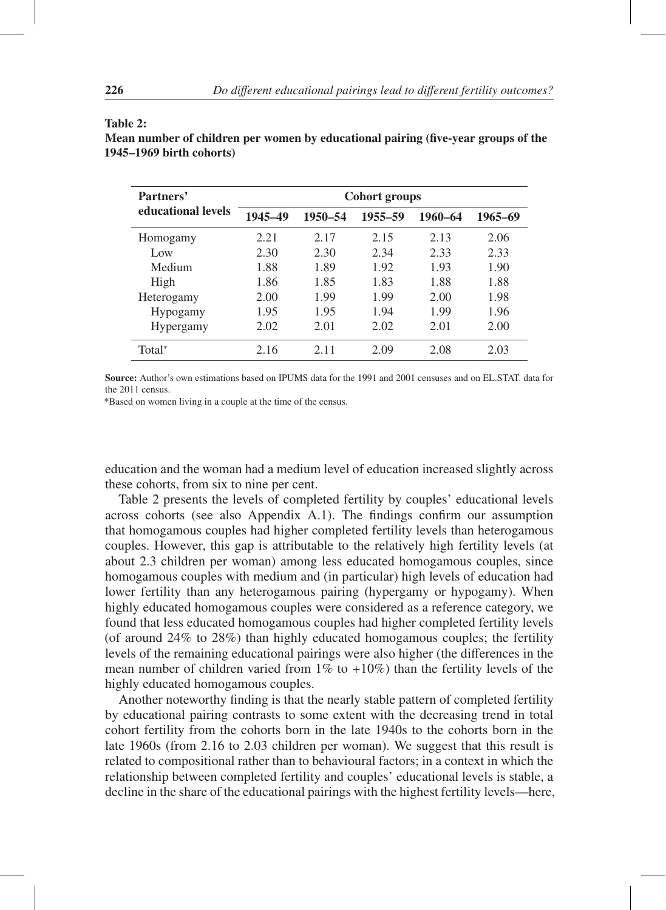**Table 2:**
**Mean number of children per women by educational pairing (five-year groups of the 1945–1969 birth cohorts)**

| Partners' educational levels | Cohort groups | | | | |
|---|---|---|---|---|---|
| | 1945–49 | 1950–54 | 1955–59 | 1960–64 | 1965–69 |
| Homogamy | 2.21 | 2.17 | 2.15 | 2.13 | 2.06 |
| Low | 2.30 | 2.30 | 2.34 | 2.33 | 2.33 |
| Medium | 1.88 | 1.89 | 1.92 | 1.93 | 1.90 |
| High | 1.86 | 1.85 | 1.83 | 1.88 | 1.88 |
| Heterogamy | 2.00 | 1.99 | 1.99 | 2.00 | 1.98 |
| Hypogamy | 1.95 | 1.95 | 1.94 | 1.99 | 1.96 |
| Hypergamy | 2.02 | 2.01 | 2.02 | 2.01 | 2.00 |
| Total* | 2.16 | 2.11 | 2.09 | 2.08 | 2.03 |

**Source:** Author's own estimations based on IPUMS data for the 1991 and 2001 censuses and on EL.STAT. data for the 2011 census.
*Based on women living in a couple at the time of the census.

education and the woman had a medium level of education increased slightly across these cohorts, from six to nine per cent.

Table 2 presents the levels of completed fertility by couples' educational levels across cohorts (see also Appendix A.1). The findings confirm our assumption that homogamous couples had higher completed fertility levels than heterogamous couples. However, this gap is attributable to the relatively high fertility levels (at about 2.3 children per woman) among less educated homogamous couples, since homogamous couples with medium and (in particular) high levels of education had lower fertility than any heterogamous pairing (hypergamy or hypogamy). When highly educated homogamous couples were considered as a reference category, we found that less educated homogamous couples had higher completed fertility levels (of around 24% to 28%) than highly educated homogamous couples; the fertility levels of the remaining educational pairings were also higher (the differences in the mean number of children varied from 1% to +10%) than the fertility levels of the highly educated homogamous couples.

Another noteworthy finding is that the nearly stable pattern of completed fertility by educational pairing contrasts to some extent with the decreasing trend in total cohort fertility from the cohorts born in the late 1940s to the cohorts born in the late 1960s (from 2.16 to 2.03 children per woman). We suggest that this result is related to compositional rather than to behavioural factors; in a context in which the relationship between completed fertility and couples' educational levels is stable, a decline in the share of the educational pairings with the highest fertility levels—here,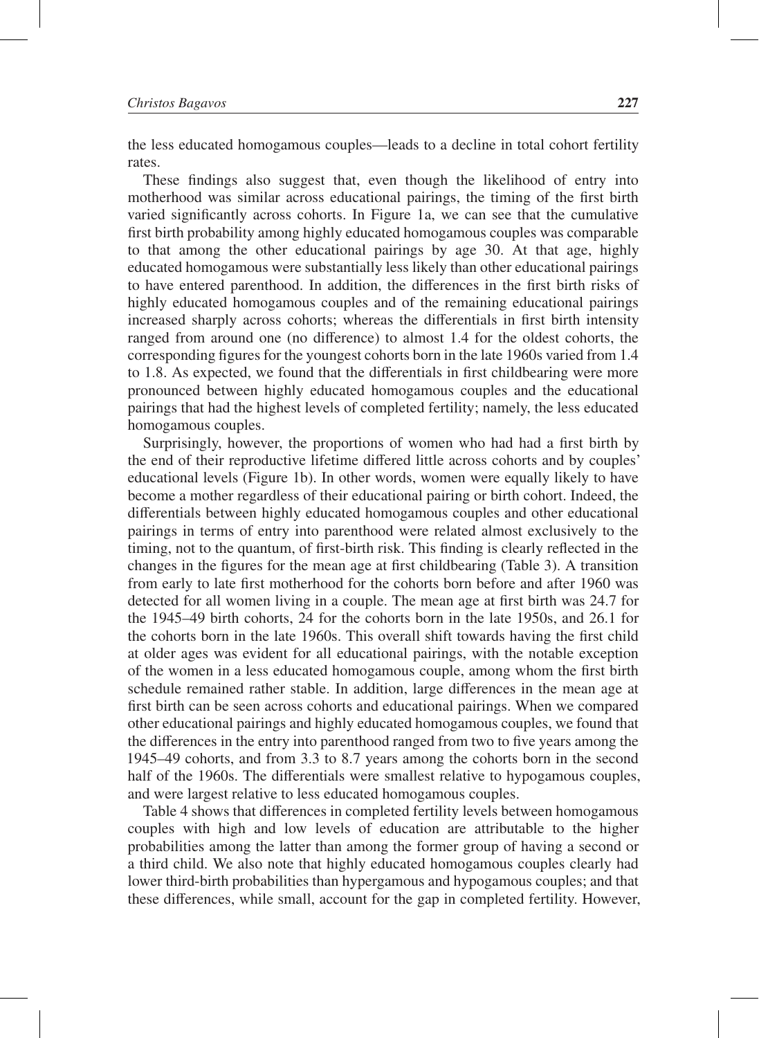the less educated homogamous couples—leads to a decline in total cohort fertility rates.

These findings also suggest that, even though the likelihood of entry into motherhood was similar across educational pairings, the timing of the first birth varied significantly across cohorts. In Figure 1a, we can see that the cumulative first birth probability among highly educated homogamous couples was comparable to that among the other educational pairings by age 30. At that age, highly educated homogamous were substantially less likely than other educational pairings to have entered parenthood. In addition, the differences in the first birth risks of highly educated homogamous couples and of the remaining educational pairings increased sharply across cohorts; whereas the differentials in first birth intensity ranged from around one (no difference) to almost 1.4 for the oldest cohorts, the corresponding figures for the youngest cohorts born in the late 1960s varied from 1.4 to 1.8. As expected, we found that the differentials in first childbearing were more pronounced between highly educated homogamous couples and the educational pairings that had the highest levels of completed fertility; namely, the less educated homogamous couples.

Surprisingly, however, the proportions of women who had had a first birth by the end of their reproductive lifetime differed little across cohorts and by couples' educational levels (Figure 1b). In other words, women were equally likely to have become a mother regardless of their educational pairing or birth cohort. Indeed, the differentials between highly educated homogamous couples and other educational pairings in terms of entry into parenthood were related almost exclusively to the timing, not to the quantum, of first-birth risk. This finding is clearly reflected in the changes in the figures for the mean age at first childbearing (Table 3). A transition from early to late first motherhood for the cohorts born before and after 1960 was detected for all women living in a couple. The mean age at first birth was 24.7 for the 1945–49 birth cohorts, 24 for the cohorts born in the late 1950s, and 26.1 for the cohorts born in the late 1960s. This overall shift towards having the first child at older ages was evident for all educational pairings, with the notable exception of the women in a less educated homogamous couple, among whom the first birth schedule remained rather stable. In addition, large differences in the mean age at first birth can be seen across cohorts and educational pairings. When we compared other educational pairings and highly educated homogamous couples, we found that the differences in the entry into parenthood ranged from two to five years among the 1945–49 cohorts, and from 3.3 to 8.7 years among the cohorts born in the second half of the 1960s. The differentials were smallest relative to hypogamous couples, and were largest relative to less educated homogamous couples.

Table 4 shows that differences in completed fertility levels between homogamous couples with high and low levels of education are attributable to the higher probabilities among the latter than among the former group of having a second or a third child. We also note that highly educated homogamous couples clearly had lower third-birth probabilities than hypergamous and hypogamous couples; and that these differences, while small, account for the gap in completed fertility. However,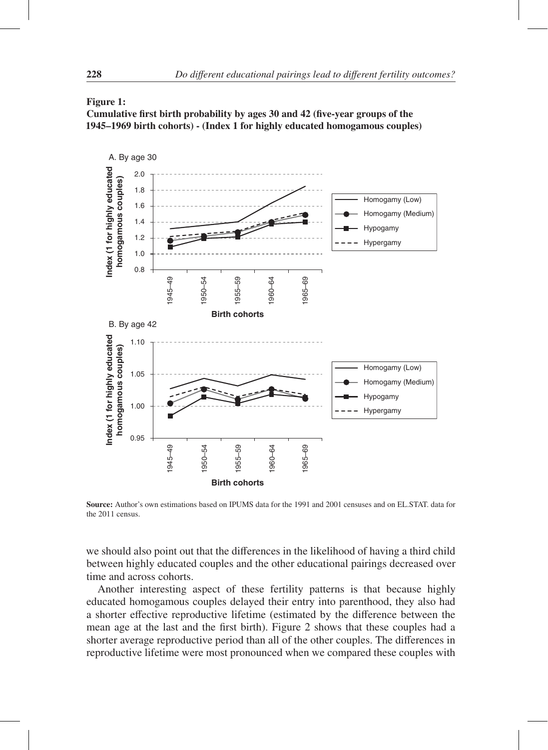**Figure 1:**
**Cumulative first birth probability by ages 30 and 42 (five-year groups of the 1945–1969 birth cohorts) - (Index 1 for highly educated homogamous couples)**

**Source:** Author's own estimations based on IPUMS data for the 1991 and 2001 censuses and on EL.STAT. data for the 2011 census.

we should also point out that the differences in the likelihood of having a third child between highly educated couples and the other educational pairings decreased over time and across cohorts.

Another interesting aspect of these fertility patterns is that because highly educated homogamous couples delayed their entry into parenthood, they also had a shorter effective reproductive lifetime (estimated by the difference between the mean age at the last and the first birth). Figure 2 shows that these couples had a shorter average reproductive period than all of the other couples. The differences in reproductive lifetime were most pronounced when we compared these couples with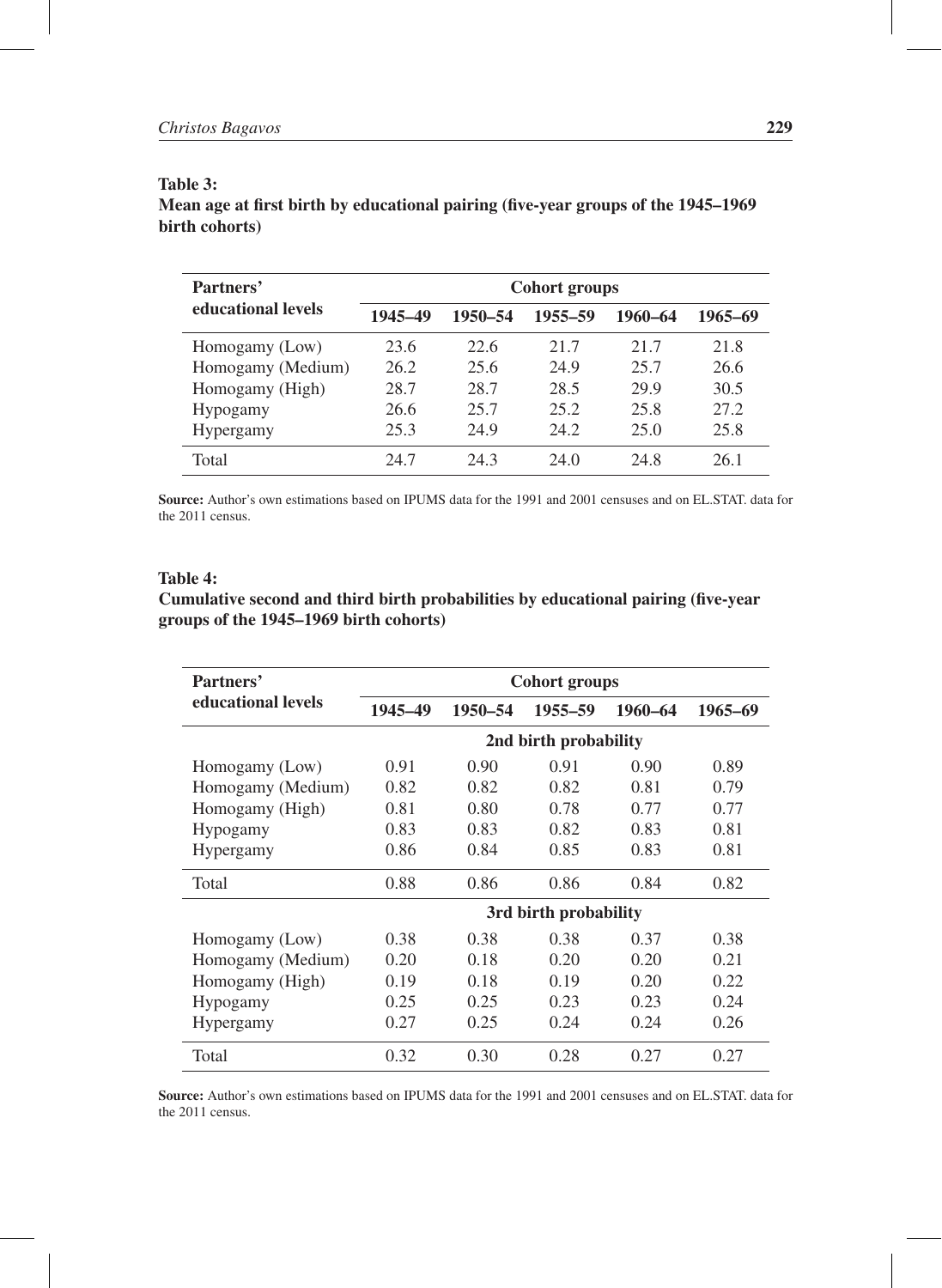**Table 3:**
**Mean age at first birth by educational pairing (five-year groups of the 1945–1969 birth cohorts)**

| Partners' educational levels | Cohort groups | | | | |
|---|---|---|---|---|---|
| | 1945–49 | 1950–54 | 1955–59 | 1960–64 | 1965–69 |
| Homogamy (Low) | 23.6 | 22.6 | 21.7 | 21.7 | 21.8 |
| Homogamy (Medium) | 26.2 | 25.6 | 24.9 | 25.7 | 26.6 |
| Homogamy (High) | 28.7 | 28.7 | 28.5 | 29.9 | 30.5 |
| Hypogamy | 26.6 | 25.7 | 25.2 | 25.8 | 27.2 |
| Hypergamy | 25.3 | 24.9 | 24.2 | 25.0 | 25.8 |
| Total | 24.7 | 24.3 | 24.0 | 24.8 | 26.1 |

**Source:** Author's own estimations based on IPUMS data for the 1991 and 2001 censuses and on EL.STAT. data for the 2011 census.

**Table 4:**
**Cumulative second and third birth probabilities by educational pairing (five-year groups of the 1945–1969 birth cohorts)**

| Partners' educational levels | Cohort groups | | | | |
|---|---|---|---|---|---|
| | 1945–49 | 1950–54 | 1955–59 | 1960–64 | 1965–69 |
| | | | 2nd birth probability | | |
| Homogamy (Low) | 0.91 | 0.90 | 0.91 | 0.90 | 0.89 |
| Homogamy (Medium) | 0.82 | 0.82 | 0.82 | 0.81 | 0.79 |
| Homogamy (High) | 0.81 | 0.80 | 0.78 | 0.77 | 0.77 |
| Hypogamy | 0.83 | 0.83 | 0.82 | 0.83 | 0.81 |
| Hypergamy | 0.86 | 0.84 | 0.85 | 0.83 | 0.81 |
| Total | 0.88 | 0.86 | 0.86 | 0.84 | 0.82 |
| | | | 3rd birth probability | | |
| Homogamy (Low) | 0.38 | 0.38 | 0.38 | 0.37 | 0.38 |
| Homogamy (Medium) | 0.20 | 0.18 | 0.20 | 0.20 | 0.21 |
| Homogamy (High) | 0.19 | 0.18 | 0.19 | 0.20 | 0.22 |
| Hypogamy | 0.25 | 0.25 | 0.23 | 0.23 | 0.24 |
| Hypergamy | 0.27 | 0.25 | 0.24 | 0.24 | 0.26 |
| Total | 0.32 | 0.30 | 0.28 | 0.27 | 0.27 |

**Source:** Author's own estimations based on IPUMS data for the 1991 and 2001 censuses and on EL.STAT. data for the 2011 census.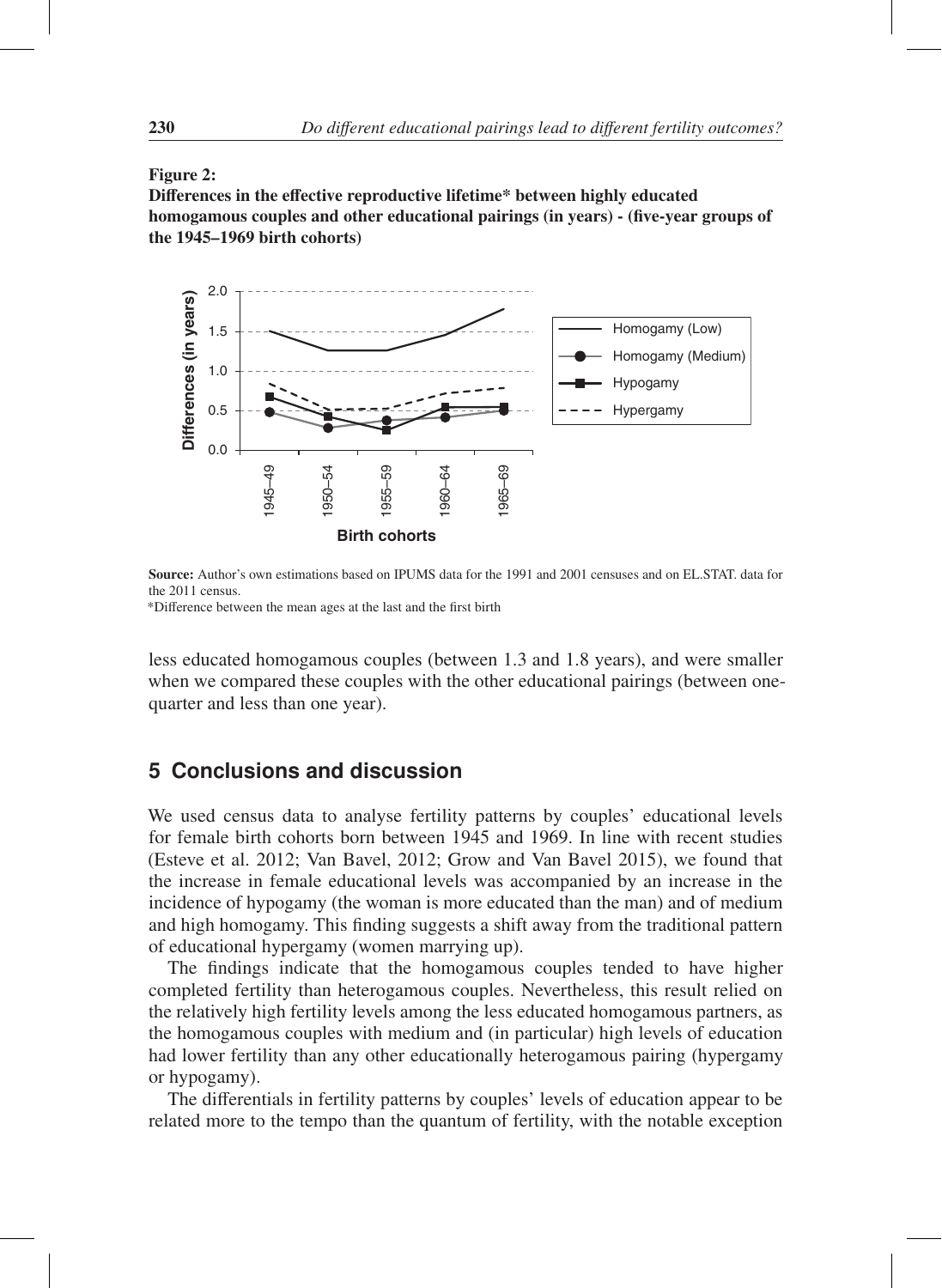**Figure 2:**
**Differences in the effective reproductive lifetime* between highly educated homogamous couples and other educational pairings (in years) - (five-year groups of the 1945–1969 birth cohorts)**

**Source:** Author's own estimations based on IPUMS data for the 1991 and 2001 censuses and on EL.STAT. data for the 2011 census.
*Difference between the mean ages at the last and the first birth

less educated homogamous couples (between 1.3 and 1.8 years), and were smaller when we compared these couples with the other educational pairings (between one-quarter and less than one year).

## 5 Conclusions and discussion

We used census data to analyse fertility patterns by couples' educational levels for female birth cohorts born between 1945 and 1969. In line with recent studies (Esteve et al. 2012; Van Bavel, 2012; Grow and Van Bavel 2015), we found that the increase in female educational levels was accompanied by an increase in the incidence of hypogamy (the woman is more educated than the man) and of medium and high homogamy. This finding suggests a shift away from the traditional pattern of educational hypergamy (women marrying up).

The findings indicate that the homogamous couples tended to have higher completed fertility than heterogamous couples. Nevertheless, this result relied on the relatively high fertility levels among the less educated homogamous partners, as the homogamous couples with medium and (in particular) high levels of education had lower fertility than any other educationally heterogamous pairing (hypergamy or hypogamy).

The differentials in fertility patterns by couples' levels of education appear to be related more to the tempo than the quantum of fertility, with the notable exception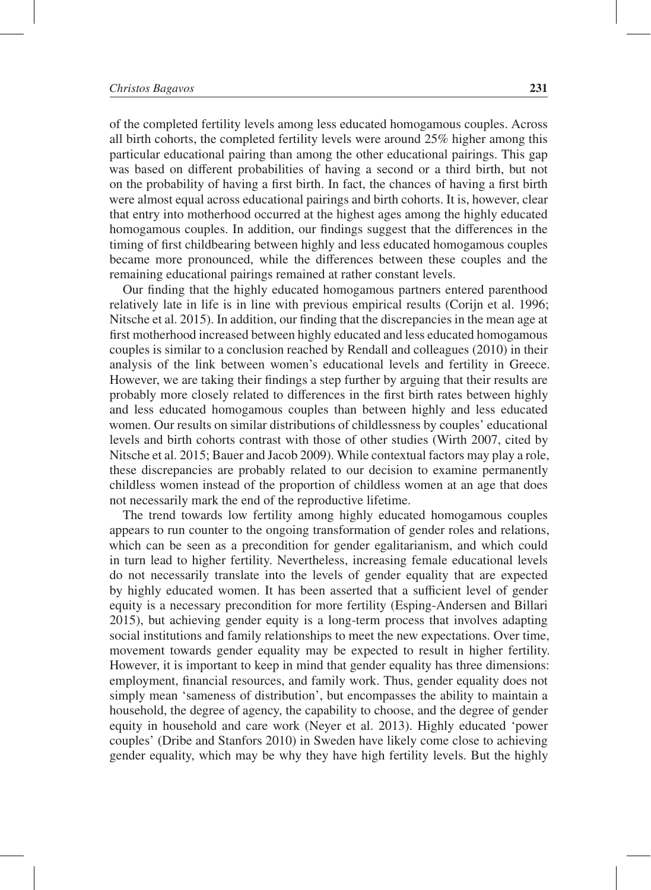of the completed fertility levels among less educated homogamous couples. Across all birth cohorts, the completed fertility levels were around 25% higher among this particular educational pairing than among the other educational pairings. This gap was based on different probabilities of having a second or a third birth, but not on the probability of having a first birth. In fact, the chances of having a first birth were almost equal across educational pairings and birth cohorts. It is, however, clear that entry into motherhood occurred at the highest ages among the highly educated homogamous couples. In addition, our findings suggest that the differences in the timing of first childbearing between highly and less educated homogamous couples became more pronounced, while the differences between these couples and the remaining educational pairings remained at rather constant levels.

Our finding that the highly educated homogamous partners entered parenthood relatively late in life is in line with previous empirical results (Corijn et al. 1996; Nitsche et al. 2015). In addition, our finding that the discrepancies in the mean age at first motherhood increased between highly educated and less educated homogamous couples is similar to a conclusion reached by Rendall and colleagues (2010) in their analysis of the link between women's educational levels and fertility in Greece. However, we are taking their findings a step further by arguing that their results are probably more closely related to differences in the first birth rates between highly and less educated homogamous couples than between highly and less educated women. Our results on similar distributions of childlessness by couples' educational levels and birth cohorts contrast with those of other studies (Wirth 2007, cited by Nitsche et al. 2015; Bauer and Jacob 2009). While contextual factors may play a role, these discrepancies are probably related to our decision to examine permanently childless women instead of the proportion of childless women at an age that does not necessarily mark the end of the reproductive lifetime.

The trend towards low fertility among highly educated homogamous couples appears to run counter to the ongoing transformation of gender roles and relations, which can be seen as a precondition for gender egalitarianism, and which could in turn lead to higher fertility. Nevertheless, increasing female educational levels do not necessarily translate into the levels of gender equality that are expected by highly educated women. It has been asserted that a sufficient level of gender equity is a necessary precondition for more fertility (Esping-Andersen and Billari 2015), but achieving gender equity is a long-term process that involves adapting social institutions and family relationships to meet the new expectations. Over time, movement towards gender equality may be expected to result in higher fertility. However, it is important to keep in mind that gender equality has three dimensions: employment, financial resources, and family work. Thus, gender equality does not simply mean 'sameness of distribution', but encompasses the ability to maintain a household, the degree of agency, the capability to choose, and the degree of gender equity in household and care work (Neyer et al. 2013). Highly educated 'power couples' (Dribe and Stanfors 2010) in Sweden have likely come close to achieving gender equality, which may be why they have high fertility levels. But the highly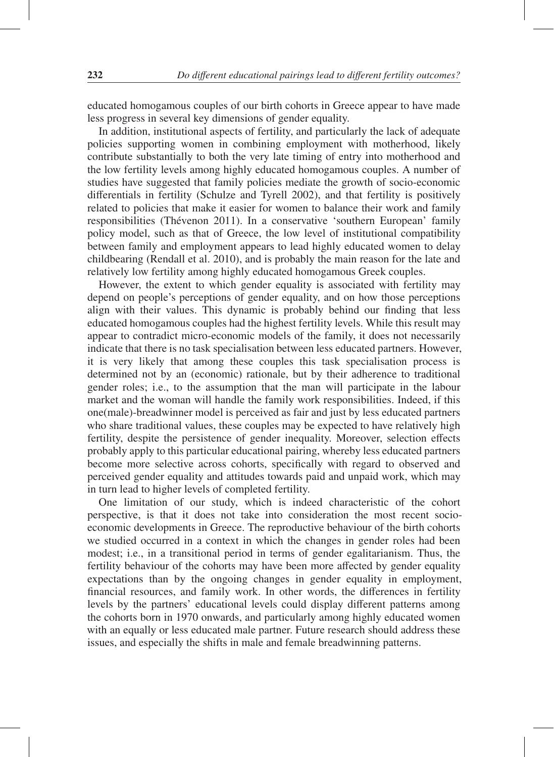educated homogamous couples of our birth cohorts in Greece appear to have made less progress in several key dimensions of gender equality.

In addition, institutional aspects of fertility, and particularly the lack of adequate policies supporting women in combining employment with motherhood, likely contribute substantially to both the very late timing of entry into motherhood and the low fertility levels among highly educated homogamous couples. A number of studies have suggested that family policies mediate the growth of socio-economic differentials in fertility (Schulze and Tyrell 2002), and that fertility is positively related to policies that make it easier for women to balance their work and family responsibilities (Thévenon 2011). In a conservative 'southern European' family policy model, such as that of Greece, the low level of institutional compatibility between family and employment appears to lead highly educated women to delay childbearing (Rendall et al. 2010), and is probably the main reason for the late and relatively low fertility among highly educated homogamous Greek couples.

However, the extent to which gender equality is associated with fertility may depend on people's perceptions of gender equality, and on how those perceptions align with their values. This dynamic is probably behind our finding that less educated homogamous couples had the highest fertility levels. While this result may appear to contradict micro-economic models of the family, it does not necessarily indicate that there is no task specialisation between less educated partners. However, it is very likely that among these couples this task specialisation process is determined not by an (economic) rationale, but by their adherence to traditional gender roles; i.e., to the assumption that the man will participate in the labour market and the woman will handle the family work responsibilities. Indeed, if this one(male)-breadwinner model is perceived as fair and just by less educated partners who share traditional values, these couples may be expected to have relatively high fertility, despite the persistence of gender inequality. Moreover, selection effects probably apply to this particular educational pairing, whereby less educated partners become more selective across cohorts, specifically with regard to observed and perceived gender equality and attitudes towards paid and unpaid work, which may in turn lead to higher levels of completed fertility.

One limitation of our study, which is indeed characteristic of the cohort perspective, is that it does not take into consideration the most recent socio-economic developments in Greece. The reproductive behaviour of the birth cohorts we studied occurred in a context in which the changes in gender roles had been modest; i.e., in a transitional period in terms of gender egalitarianism. Thus, the fertility behaviour of the cohorts may have been more affected by gender equality expectations than by the ongoing changes in gender equality in employment, financial resources, and family work. In other words, the differences in fertility levels by the partners' educational levels could display different patterns among the cohorts born in 1970 onwards, and particularly among highly educated women with an equally or less educated male partner. Future research should address these issues, and especially the shifts in male and female breadwinning patterns.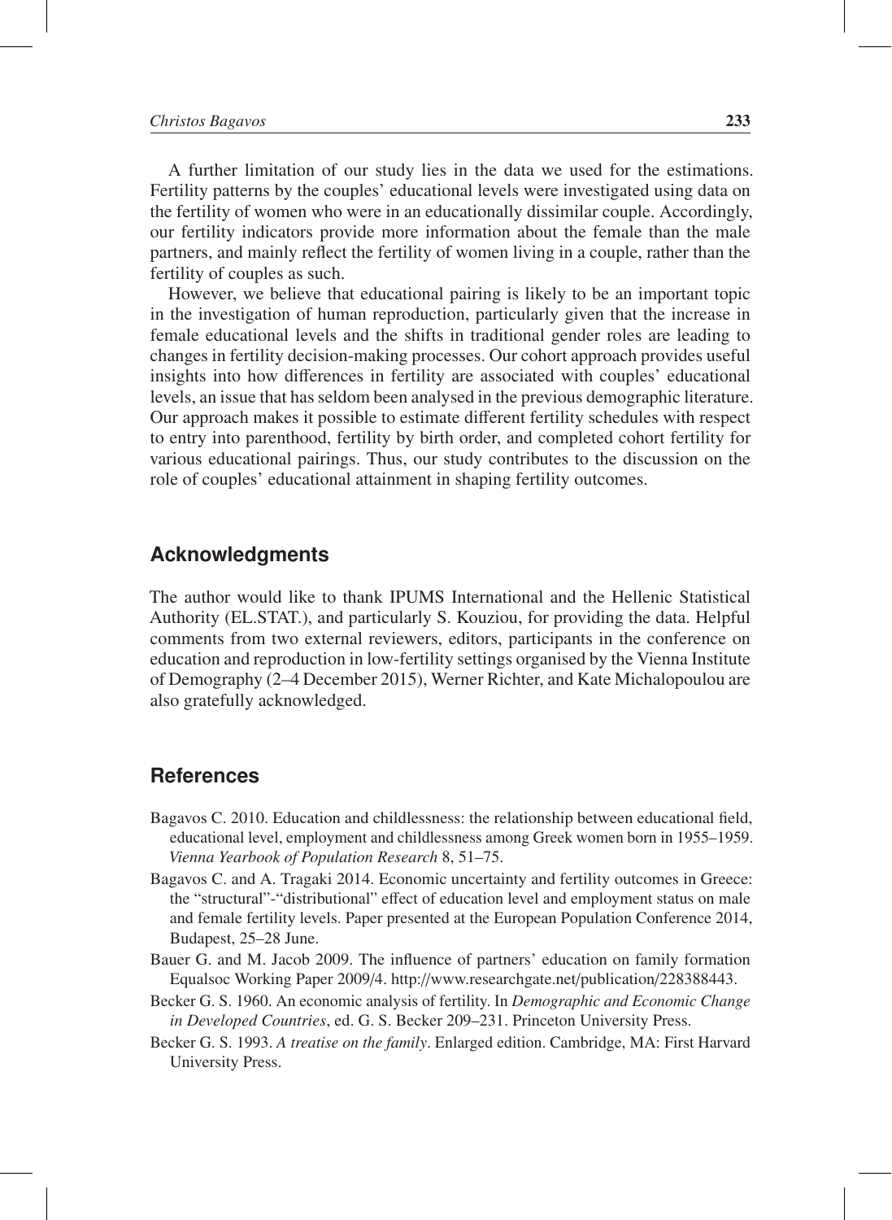A further limitation of our study lies in the data we used for the estimations. Fertility patterns by the couples' educational levels were investigated using data on the fertility of women who were in an educationally dissimilar couple. Accordingly, our fertility indicators provide more information about the female than the male partners, and mainly reflect the fertility of women living in a couple, rather than the fertility of couples as such.

However, we believe that educational pairing is likely to be an important topic in the investigation of human reproduction, particularly given that the increase in female educational levels and the shifts in traditional gender roles are leading to changes in fertility decision-making processes. Our cohort approach provides useful insights into how differences in fertility are associated with couples' educational levels, an issue that has seldom been analysed in the previous demographic literature. Our approach makes it possible to estimate different fertility schedules with respect to entry into parenthood, fertility by birth order, and completed cohort fertility for various educational pairings. Thus, our study contributes to the discussion on the role of couples' educational attainment in shaping fertility outcomes.

## Acknowledgments

The author would like to thank IPUMS International and the Hellenic Statistical Authority (EL.STAT.), and particularly S. Kouziou, for providing the data. Helpful comments from two external reviewers, editors, participants in the conference on education and reproduction in low-fertility settings organised by the Vienna Institute of Demography (2–4 December 2015), Werner Richter, and Kate Michalopoulou are also gratefully acknowledged.

## References

Bagavos C. 2010. Education and childlessness: the relationship between educational field, educational level, employment and childlessness among Greek women born in 1955–1959. *Vienna Yearbook of Population Research* 8, 51–75.

Bagavos C. and A. Tragaki 2014. Economic uncertainty and fertility outcomes in Greece: the "structural"-"distributional" effect of education level and employment status on male and female fertility levels. Paper presented at the European Population Conference 2014, Budapest, 25–28 June.

Bauer G. and M. Jacob 2009. The influence of partners' education on family formation Equalsoc Working Paper 2009/4. http://www.researchgate.net/publication/228388443.

Becker G. S. 1960. An economic analysis of fertility. In *Demographic and Economic Change in Developed Countries*, ed. G. S. Becker 209–231. Princeton University Press.

Becker G. S. 1993. *A treatise on the family*. Enlarged edition. Cambridge, MA: First Harvard University Press.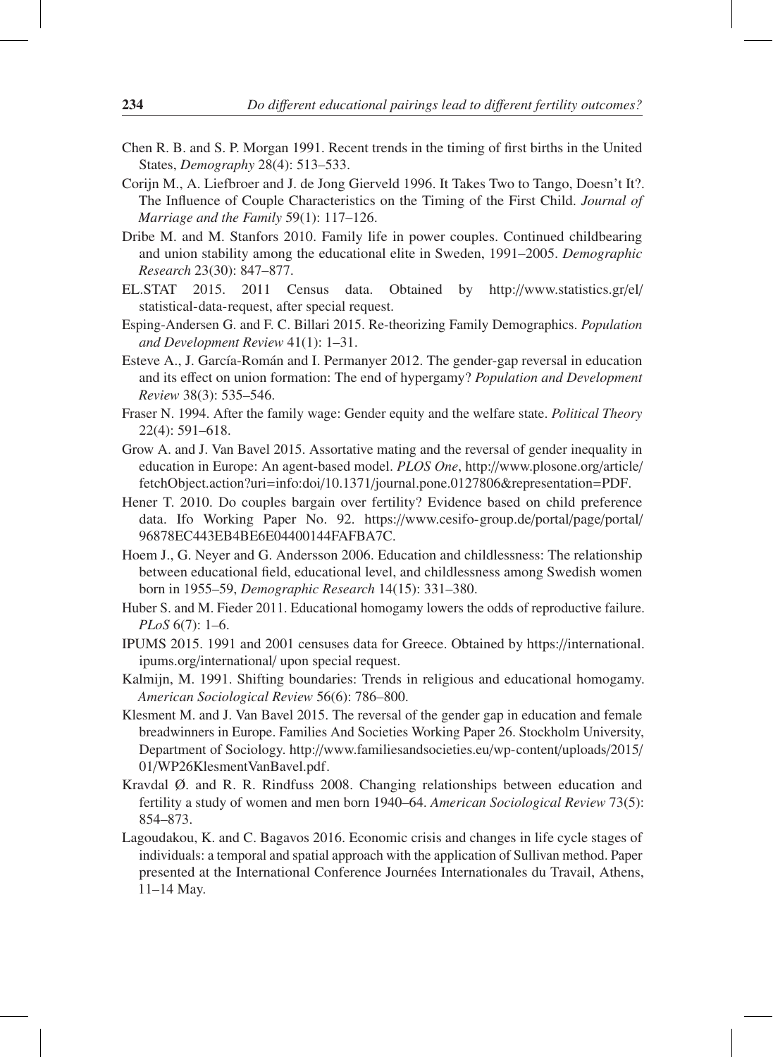Chen R. B. and S. P. Morgan 1991. Recent trends in the timing of first births in the United States, *Demography* 28(4): 513–533.

Corijn M., A. Liefbroer and J. de Jong Gierveld 1996. It Takes Two to Tango, Doesn't It?. The Influence of Couple Characteristics on the Timing of the First Child. *Journal of Marriage and the Family* 59(1): 117–126.

Dribe M. and M. Stanfors 2010. Family life in power couples. Continued childbearing and union stability among the educational elite in Sweden, 1991–2005. *Demographic Research* 23(30): 847–877.

EL.STAT 2015. 2011 Census data. Obtained by http://www.statistics.gr/el/statistical-data-request, after special request.

Esping-Andersen G. and F. C. Billari 2015. Re-theorizing Family Demographics. *Population and Development Review* 41(1): 1–31.

Esteve A., J. García-Román and I. Permanyer 2012. The gender-gap reversal in education and its effect on union formation: The end of hypergamy? *Population and Development Review* 38(3): 535–546.

Fraser N. 1994. After the family wage: Gender equity and the welfare state. *Political Theory* 22(4): 591–618.

Grow A. and J. Van Bavel 2015. Assortative mating and the reversal of gender inequality in education in Europe: An agent-based model. *PLOS One*, http://www.plosone.org/article/fetchObject.action?uri=info:doi/10.1371/journal.pone.0127806&representation=PDF.

Hener T. 2010. Do couples bargain over fertility? Evidence based on child preference data. Ifo Working Paper No. 92. https://www.cesifo-group.de/portal/page/portal/96878EC443EB4BE6E04400144FAFBA7C.

Hoem J., G. Neyer and G. Andersson 2006. Education and childlessness: The relationship between educational field, educational level, and childlessness among Swedish women born in 1955–59, *Demographic Research* 14(15): 331–380.

Huber S. and M. Fieder 2011. Educational homogamy lowers the odds of reproductive failure. *PLoS* 6(7): 1–6.

IPUMS 2015. 1991 and 2001 censuses data for Greece. Obtained by https://international.ipums.org/international/ upon special request.

Kalmijn, M. 1991. Shifting boundaries: Trends in religious and educational homogamy. *American Sociological Review* 56(6): 786–800.

Klesment M. and J. Van Bavel 2015. The reversal of the gender gap in education and female breadwinners in Europe. Families And Societies Working Paper 26. Stockholm University, Department of Sociology. http://www.familiesandsocieties.eu/wp-content/uploads/2015/01/WP26KlesmentVanBavel.pdf.

Kravdal Ø. and R. R. Rindfuss 2008. Changing relationships between education and fertility a study of women and men born 1940–64. *American Sociological Review* 73(5): 854–873.

Lagoudakou, K. and C. Bagavos 2016. Economic crisis and changes in life cycle stages of individuals: a temporal and spatial approach with the application of Sullivan method. Paper presented at the International Conference Journées Internationales du Travail, Athens, 11–14 May.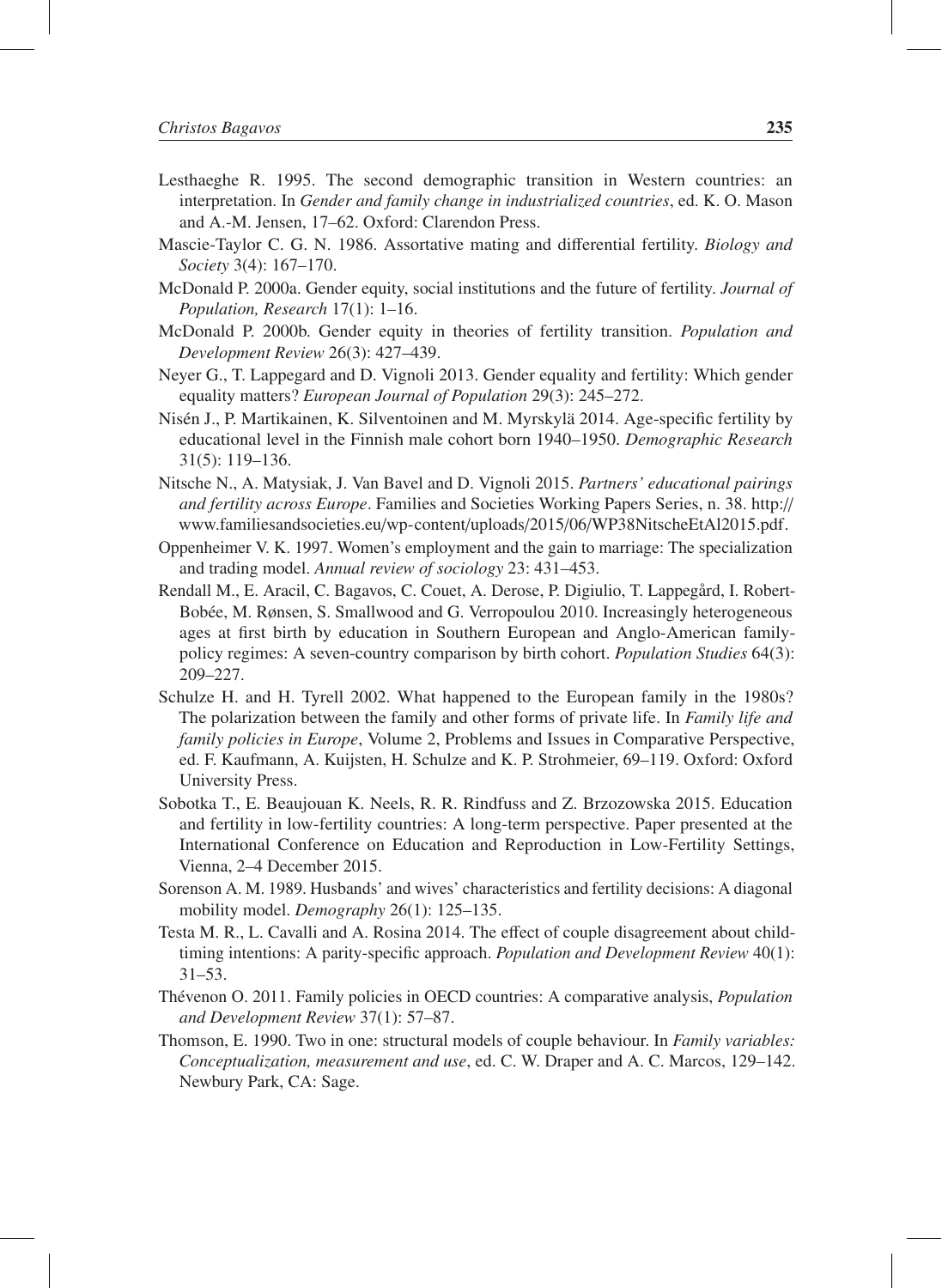Lesthaeghe R. 1995. The second demographic transition in Western countries: an interpretation. In *Gender and family change in industrialized countries*, ed. K. O. Mason and A.-M. Jensen, 17–62. Oxford: Clarendon Press.

Mascie-Taylor C. G. N. 1986. Assortative mating and differential fertility. *Biology and Society* 3(4): 167–170.

McDonald P. 2000a. Gender equity, social institutions and the future of fertility. *Journal of Population, Research* 17(1): 1–16.

McDonald P. 2000b. Gender equity in theories of fertility transition. *Population and Development Review* 26(3): 427–439.

Neyer G., T. Lappegard and D. Vignoli 2013. Gender equality and fertility: Which gender equality matters? *European Journal of Population* 29(3): 245–272.

Nisén J., P. Martikainen, K. Silventoinen and M. Myrskylä 2014. Age-specific fertility by educational level in the Finnish male cohort born 1940–1950. *Demographic Research* 31(5): 119–136.

Nitsche N., A. Matysiak, J. Van Bavel and D. Vignoli 2015. *Partners' educational pairings and fertility across Europe*. Families and Societies Working Papers Series, n. 38. http://www.familiesandsocieties.eu/wp-content/uploads/2015/06/WP38NitscheEtAl2015.pdf.

Oppenheimer V. K. 1997. Women's employment and the gain to marriage: The specialization and trading model. *Annual review of sociology* 23: 431–453.

Rendall M., E. Aracil, C. Bagavos, C. Couet, A. Derose, P. Digiulio, T. Lappegård, I. Robert-Bobée, M. Rønsen, S. Smallwood and G. Verropoulou 2010. Increasingly heterogeneous ages at first birth by education in Southern European and Anglo-American family-policy regimes: A seven-country comparison by birth cohort. *Population Studies* 64(3): 209–227.

Schulze H. and H. Tyrell 2002. What happened to the European family in the 1980s? The polarization between the family and other forms of private life. In *Family life and family policies in Europe*, Volume 2, Problems and Issues in Comparative Perspective, ed. F. Kaufmann, A. Kuijsten, H. Schulze and K. P. Strohmeier, 69–119. Oxford: Oxford University Press.

Sobotka T., E. Beaujouan K. Neels, R. R. Rindfuss and Z. Brzozowska 2015. Education and fertility in low-fertility countries: A long-term perspective. Paper presented at the International Conference on Education and Reproduction in Low-Fertility Settings, Vienna, 2–4 December 2015.

Sorenson A. M. 1989. Husbands' and wives' characteristics and fertility decisions: A diagonal mobility model. *Demography* 26(1): 125–135.

Testa M. R., L. Cavalli and A. Rosina 2014. The effect of couple disagreement about child-timing intentions: A parity-specific approach. *Population and Development Review* 40(1): 31–53.

Thévenon O. 2011. Family policies in OECD countries: A comparative analysis, *Population and Development Review* 37(1): 57–87.

Thomson, E. 1990. Two in one: structural models of couple behaviour. In *Family variables: Conceptualization, measurement and use*, ed. C. W. Draper and A. C. Marcos, 129–142. Newbury Park, CA: Sage.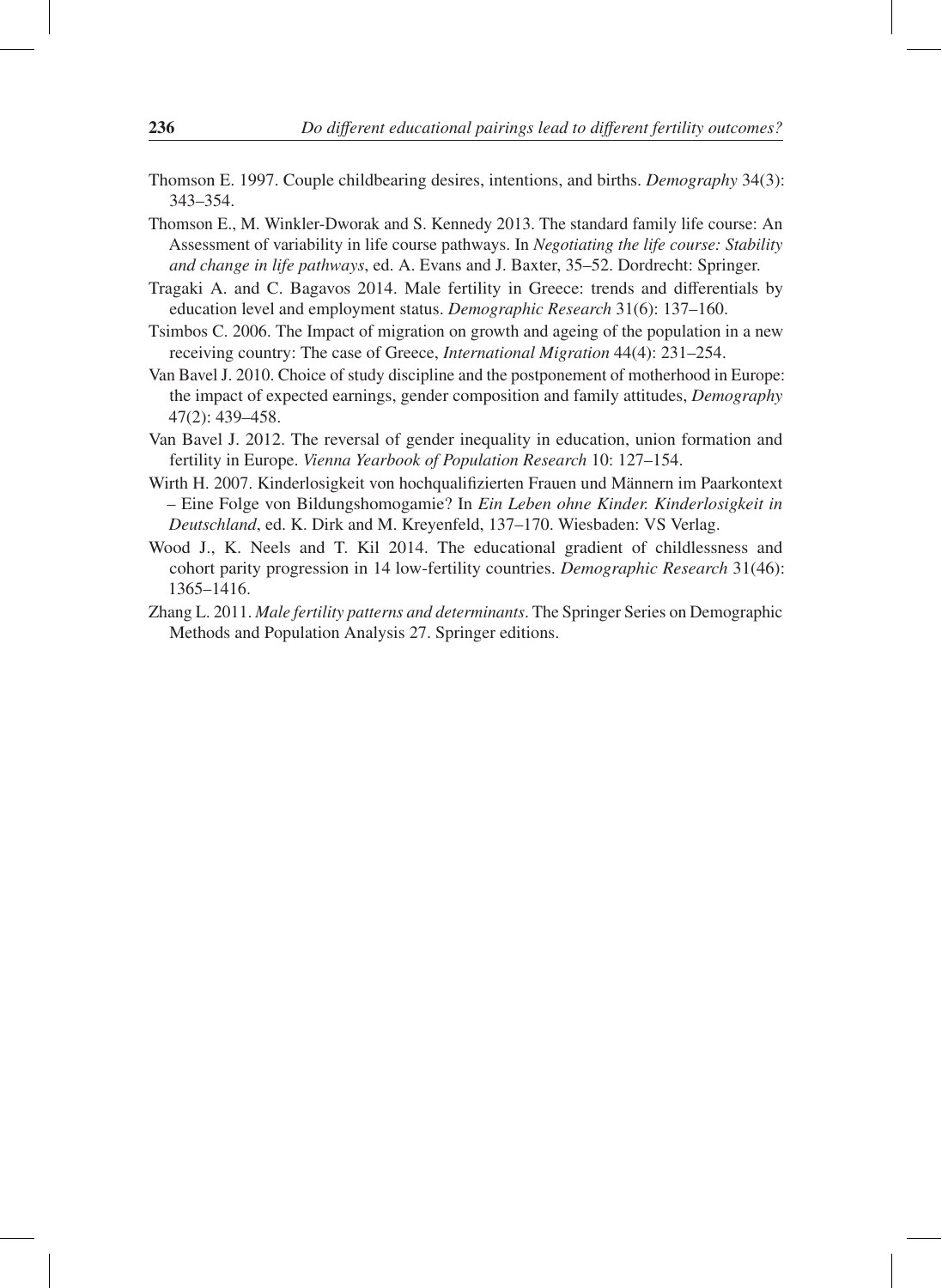Thomson E. 1997. Couple childbearing desires, intentions, and births. *Demography* 34(3): 343–354.

Thomson E., M. Winkler-Dworak and S. Kennedy 2013. The standard family life course: An Assessment of variability in life course pathways. In *Negotiating the life course: Stability and change in life pathways*, ed. A. Evans and J. Baxter, 35–52. Dordrecht: Springer.

Tragaki A. and C. Bagavos 2014. Male fertility in Greece: trends and differentials by education level and employment status. *Demographic Research* 31(6): 137–160.

Tsimbos C. 2006. The Impact of migration on growth and ageing of the population in a new receiving country: The case of Greece, *International Migration* 44(4): 231–254.

Van Bavel J. 2010. Choice of study discipline and the postponement of motherhood in Europe: the impact of expected earnings, gender composition and family attitudes, *Demography* 47(2): 439–458.

Van Bavel J. 2012. The reversal of gender inequality in education, union formation and fertility in Europe. *Vienna Yearbook of Population Research* 10: 127–154.

Wirth H. 2007. Kinderlosigkeit von hochqualifizierten Frauen und Männern im Paarkontext – Eine Folge von Bildungshomogamie? In *Ein Leben ohne Kinder. Kinderlosigkeit in Deutschland*, ed. K. Dirk and M. Kreyenfeld, 137–170. Wiesbaden: VS Verlag.

Wood J., K. Neels and T. Kil 2014. The educational gradient of childlessness and cohort parity progression in 14 low-fertility countries. *Demographic Research* 31(46): 1365–1416.

Zhang L. 2011. *Male fertility patterns and determinants*. The Springer Series on Demographic Methods and Population Analysis 27. Springer editions.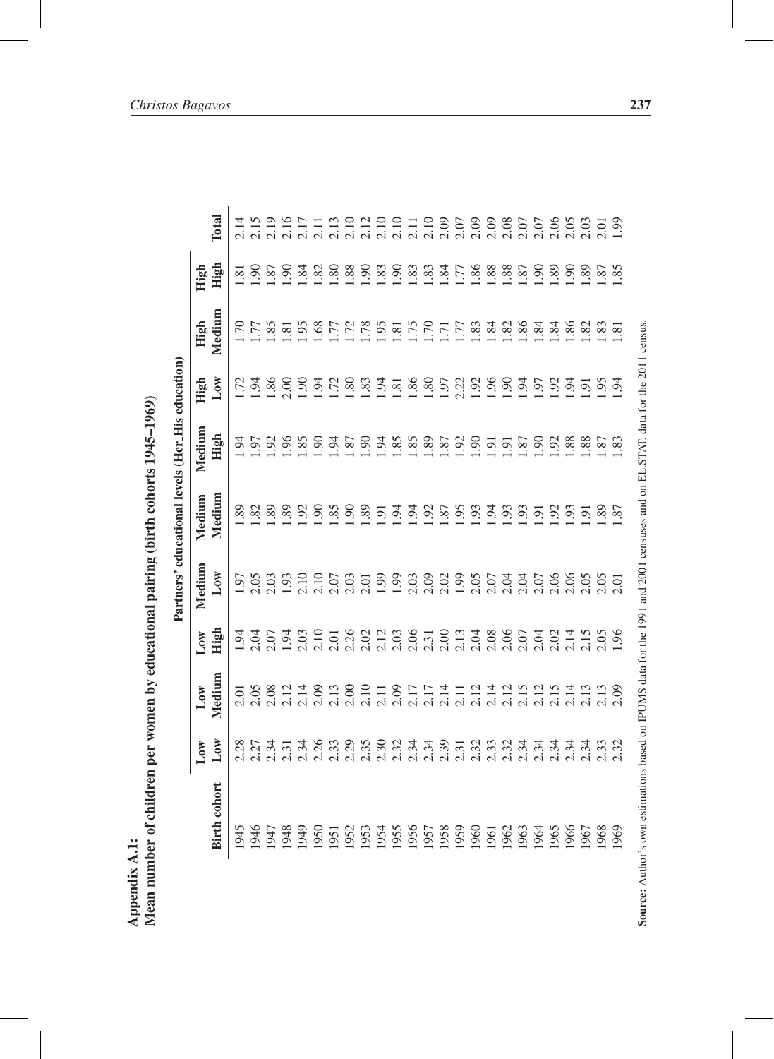**Appendix A.1:**
**Mean number of children per women by educational pairing (birth cohorts 1945–1969)**

| Birth cohort | Partners' educational levels (Her_His education) | | | | | | | | | Total |
|---|---|---|---|---|---|---|---|---|---|---|
| | Low_ Low | Low_ Medium | Low_ High | Medium_ Low | Medium_ Medium | Medium_ High | High_ Low | High_ Medium | High_ High | |
| 1945 | 2.28 | 2.01 | 1.94 | 1.97 | 1.89 | 1.94 | 1.72 | 1.70 | 1.81 | 2.14 |
| 1946 | 2.27 | 2.05 | 2.04 | 2.05 | 1.82 | 1.97 | 1.94 | 1.77 | 1.90 | 2.15 |
| 1947 | 2.34 | 2.08 | 2.07 | 2.03 | 1.89 | 1.92 | 1.86 | 1.85 | 1.87 | 2.19 |
| 1948 | 2.31 | 2.12 | 1.94 | 1.93 | 1.89 | 1.96 | 2.00 | 1.81 | 1.90 | 2.16 |
| 1949 | 2.34 | 2.14 | 2.03 | 2.10 | 1.92 | 1.85 | 1.90 | 1.95 | 1.84 | 2.17 |
| 1950 | 2.26 | 2.09 | 2.10 | 2.10 | 1.90 | 1.90 | 1.94 | 1.68 | 1.82 | 2.11 |
| 1951 | 2.33 | 2.13 | 2.01 | 2.07 | 1.85 | 1.94 | 1.72 | 1.77 | 1.80 | 2.13 |
| 1952 | 2.29 | 2.00 | 2.26 | 2.03 | 1.90 | 1.87 | 1.80 | 1.72 | 1.88 | 2.10 |
| 1953 | 2.35 | 2.10 | 2.02 | 2.01 | 1.89 | 1.90 | 1.83 | 1.78 | 1.90 | 2.12 |
| 1954 | 2.30 | 2.11 | 2.12 | 1.99 | 1.91 | 1.94 | 1.94 | 1.95 | 1.83 | 2.10 |
| 1955 | 2.32 | 2.09 | 2.03 | 1.99 | 1.94 | 1.85 | 1.81 | 1.81 | 1.90 | 2.10 |
| 1956 | 2.34 | 2.17 | 2.06 | 2.03 | 1.94 | 1.85 | 1.86 | 1.75 | 1.83 | 2.11 |
| 1957 | 2.34 | 2.17 | 2.31 | 2.09 | 1.92 | 1.89 | 1.80 | 1.70 | 1.83 | 2.10 |
| 1958 | 2.39 | 2.14 | 2.00 | 2.02 | 1.87 | 1.87 | 1.97 | 1.71 | 1.84 | 2.09 |
| 1959 | 2.31 | 2.11 | 2.13 | 1.99 | 1.95 | 1.92 | 2.22 | 1.77 | 1.77 | 2.07 |
| 1960 | 2.32 | 2.12 | 2.04 | 2.05 | 1.93 | 1.90 | 1.92 | 1.83 | 1.86 | 2.09 |
| 1961 | 2.33 | 2.14 | 2.08 | 2.07 | 1.94 | 1.91 | 1.96 | 1.84 | 1.88 | 2.09 |
| 1962 | 2.32 | 2.12 | 2.06 | 2.04 | 1.93 | 1.91 | 1.90 | 1.82 | 1.88 | 2.08 |
| 1963 | 2.34 | 2.15 | 2.07 | 2.04 | 1.93 | 1.87 | 1.94 | 1.86 | 1.87 | 2.07 |
| 1964 | 2.34 | 2.12 | 2.04 | 2.07 | 1.91 | 1.90 | 1.97 | 1.84 | 1.90 | 2.07 |
| 1965 | 2.34 | 2.15 | 2.02 | 2.06 | 1.92 | 1.92 | 1.92 | 1.84 | 1.89 | 2.06 |
| 1966 | 2.34 | 2.14 | 2.14 | 2.06 | 1.93 | 1.88 | 1.94 | 1.86 | 1.90 | 2.05 |
| 1967 | 2.34 | 2.13 | 2.15 | 2.05 | 1.91 | 1.88 | 1.91 | 1.82 | 1.89 | 2.03 |
| 1968 | 2.33 | 2.13 | 2.05 | 2.05 | 1.89 | 1.87 | 1.95 | 1.83 | 1.87 | 2.01 |
| 1969 | 2.32 | 2.09 | 1.96 | 2.01 | 1.87 | 1.83 | 1.94 | 1.81 | 1.85 | 1.99 |

**Source:** Author's own estimations based on IPUMS data for the 1991 and 2001 censuses and on EL.STAT. data for the 2011 census.